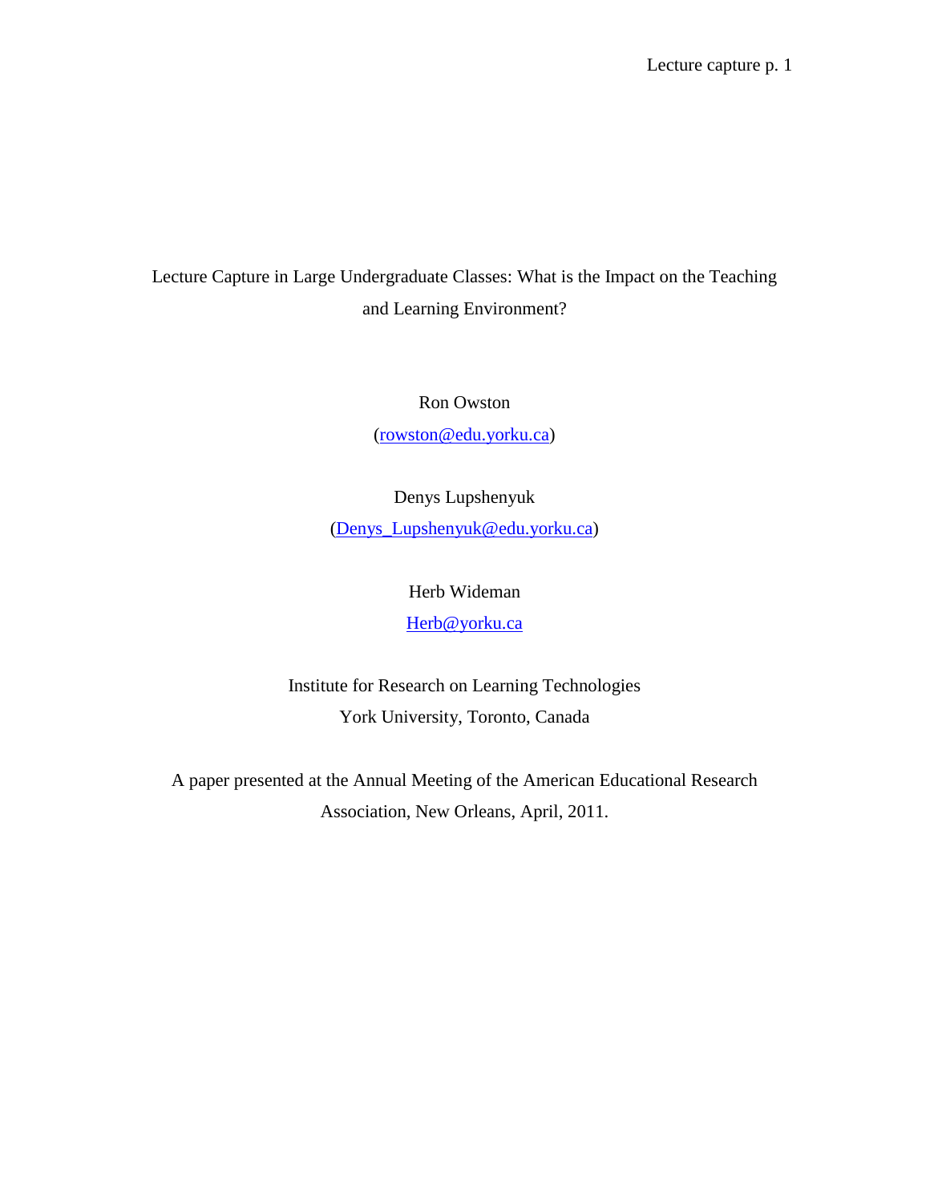# Lecture Capture in Large Undergraduate Classes: What is the Impact on the Teaching and Learning Environment?

Ron Owston

(rowston@edu.yorku.ca)

Denys Lupshenyuk

(Denys_Lupshenyuk@edu.yorku.ca)

Herb Wideman

Herb@yorku.ca

Institute for Research on Learning Technologies

York University, Toronto, Canada

A paper presented at the Annual Meeting of the American Educational Research Association, New Orleans, April, 2011.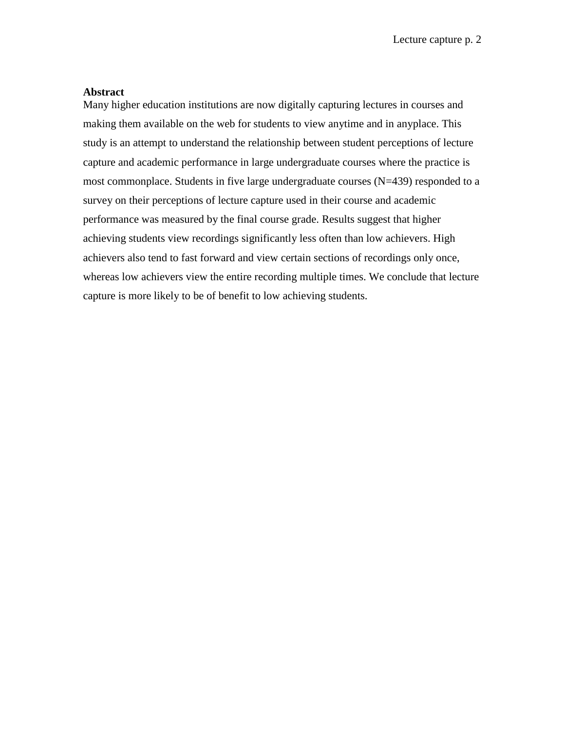**Abstract**

Many higher education institutions are now digitally capturing lectures in courses and making them available on the web for students to view anytime and in anyplace. This study is an attempt to understand the relationship between student perceptions of lecture capture and academic performance in large undergraduate courses where the practice is most commonplace. Students in five large undergraduate courses (N=439) responded to a survey on their perceptions of lecture capture used in their course and academic performance was measured by the final course grade. Results suggest that higher achieving students view recordings significantly less often than low achievers. High achievers also tend to fast forward and view certain sections of recordings only once, whereas low achievers view the entire recording multiple times. We conclude that lecture capture is more likely to be of benefit to low achieving students.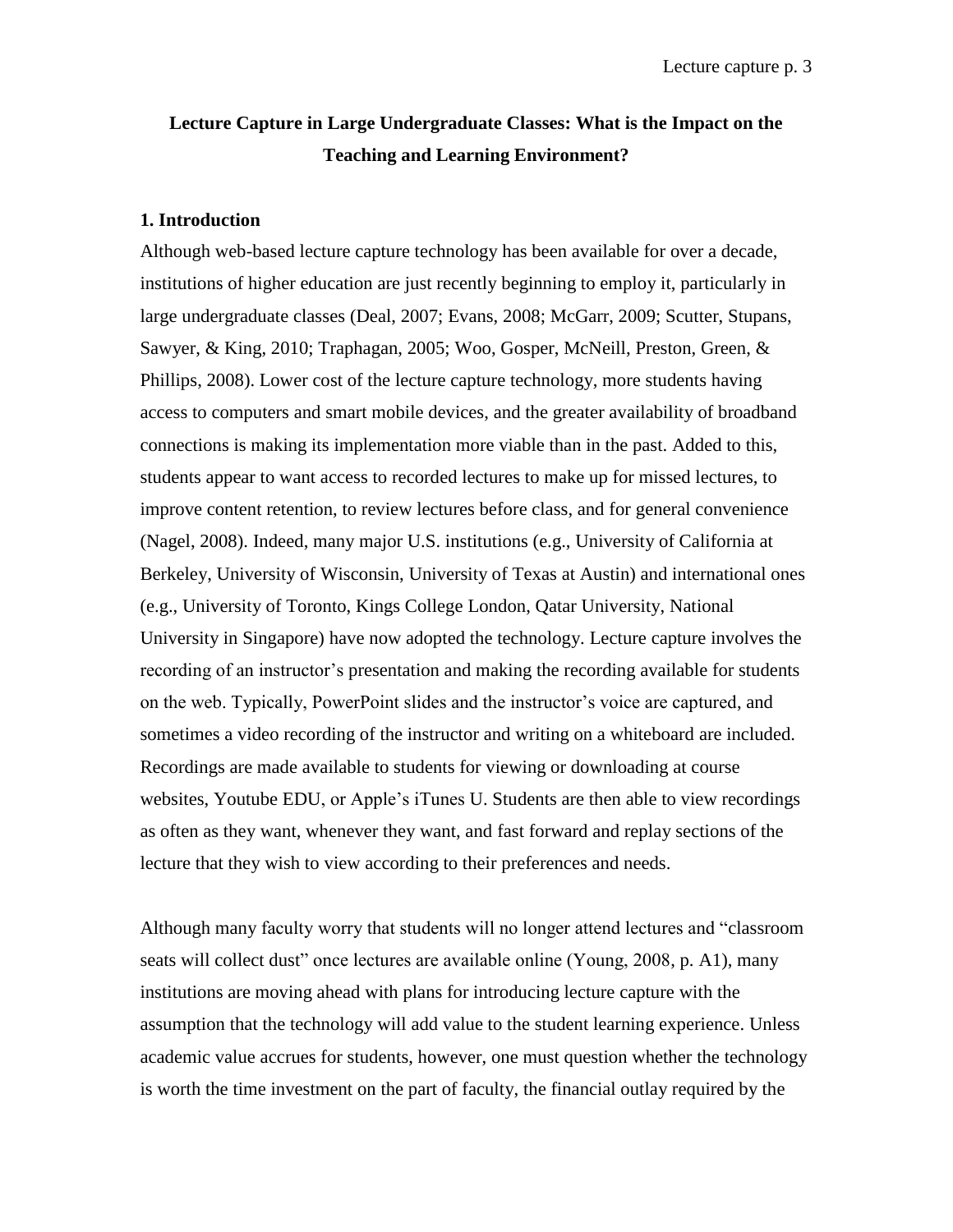# Lecture Capture in Large Undergraduate Classes: What is the Impact on the Teaching and Learning Environment?

## 1. Introduction

Although web-based lecture capture technology has been available for over a decade, institutions of higher education are just recently beginning to employ it, particularly in large undergraduate classes (Deal, 2007; Evans, 2008; McGarr, 2009; Scutter, Stupans, Sawyer, & King, 2010; Traphagan, 2005; Woo, Gosper, McNeill, Preston, Green, & Phillips, 2008). Lower cost of the lecture capture technology, more students having access to computers and smart mobile devices, and the greater availability of broadband connections is making its implementation more viable than in the past. Added to this, students appear to want access to recorded lectures to make up for missed lectures, to improve content retention, to review lectures before class, and for general convenience (Nagel, 2008). Indeed, many major U.S. institutions (e.g., University of California at Berkeley, University of Wisconsin, University of Texas at Austin) and international ones (e.g., University of Toronto, Kings College London, Qatar University, National University in Singapore) have now adopted the technology. Lecture capture involves the recording of an instructor's presentation and making the recording available for students on the web. Typically, PowerPoint slides and the instructor's voice are captured, and sometimes a video recording of the instructor and writing on a whiteboard are included. Recordings are made available to students for viewing or downloading at course websites, Youtube EDU, or Apple's iTunes U. Students are then able to view recordings as often as they want, whenever they want, and fast forward and replay sections of the lecture that they wish to view according to their preferences and needs.

Although many faculty worry that students will no longer attend lectures and "classroom seats will collect dust" once lectures are available online (Young, 2008, p. A1), many institutions are moving ahead with plans for introducing lecture capture with the assumption that the technology will add value to the student learning experience. Unless academic value accrues for students, however, one must question whether the technology is worth the time investment on the part of faculty, the financial outlay required by the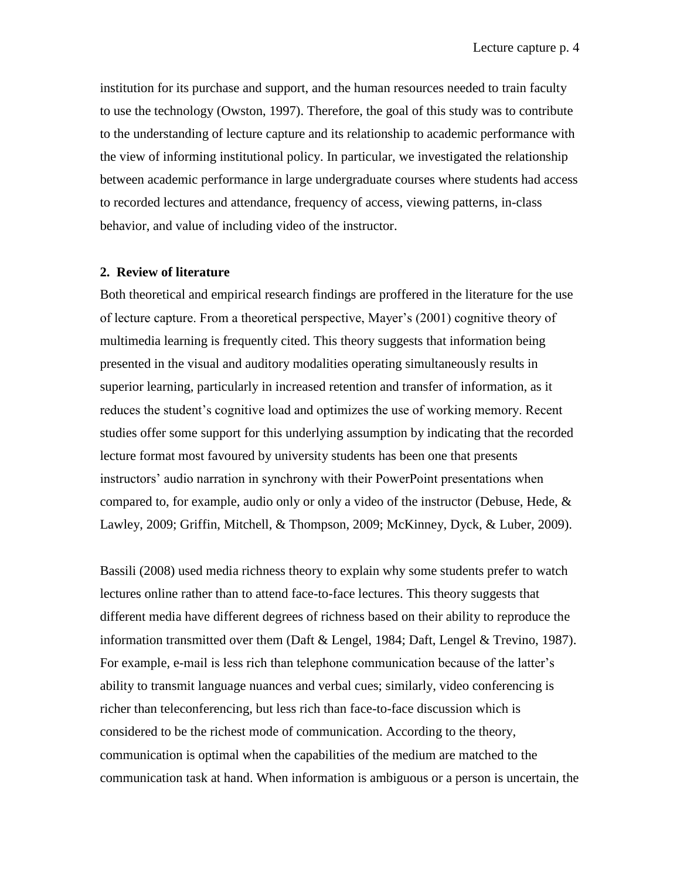institution for its purchase and support, and the human resources needed to train faculty to use the technology (Owston, 1997). Therefore, the goal of this study was to contribute to the understanding of lecture capture and its relationship to academic performance with the view of informing institutional policy. In particular, we investigated the relationship between academic performance in large undergraduate courses where students had access to recorded lectures and attendance, frequency of access, viewing patterns, in-class behavior, and value of including video of the instructor.

## 2. Review of literature

Both theoretical and empirical research findings are proffered in the literature for the use of lecture capture. From a theoretical perspective, Mayer's (2001) cognitive theory of multimedia learning is frequently cited. This theory suggests that information being presented in the visual and auditory modalities operating simultaneously results in superior learning, particularly in increased retention and transfer of information, as it reduces the student's cognitive load and optimizes the use of working memory. Recent studies offer some support for this underlying assumption by indicating that the recorded lecture format most favoured by university students has been one that presents instructors' audio narration in synchrony with their PowerPoint presentations when compared to, for example, audio only or only a video of the instructor (Debuse, Hede, & Lawley, 2009; Griffin, Mitchell, & Thompson, 2009; McKinney, Dyck, & Luber, 2009).

Bassili (2008) used media richness theory to explain why some students prefer to watch lectures online rather than to attend face-to-face lectures. This theory suggests that different media have different degrees of richness based on their ability to reproduce the information transmitted over them (Daft & Lengel, 1984; Daft, Lengel & Trevino, 1987). For example, e-mail is less rich than telephone communication because of the latter's ability to transmit language nuances and verbal cues; similarly, video conferencing is richer than teleconferencing, but less rich than face-to-face discussion which is considered to be the richest mode of communication. According to the theory, communication is optimal when the capabilities of the medium are matched to the communication task at hand. When information is ambiguous or a person is uncertain, the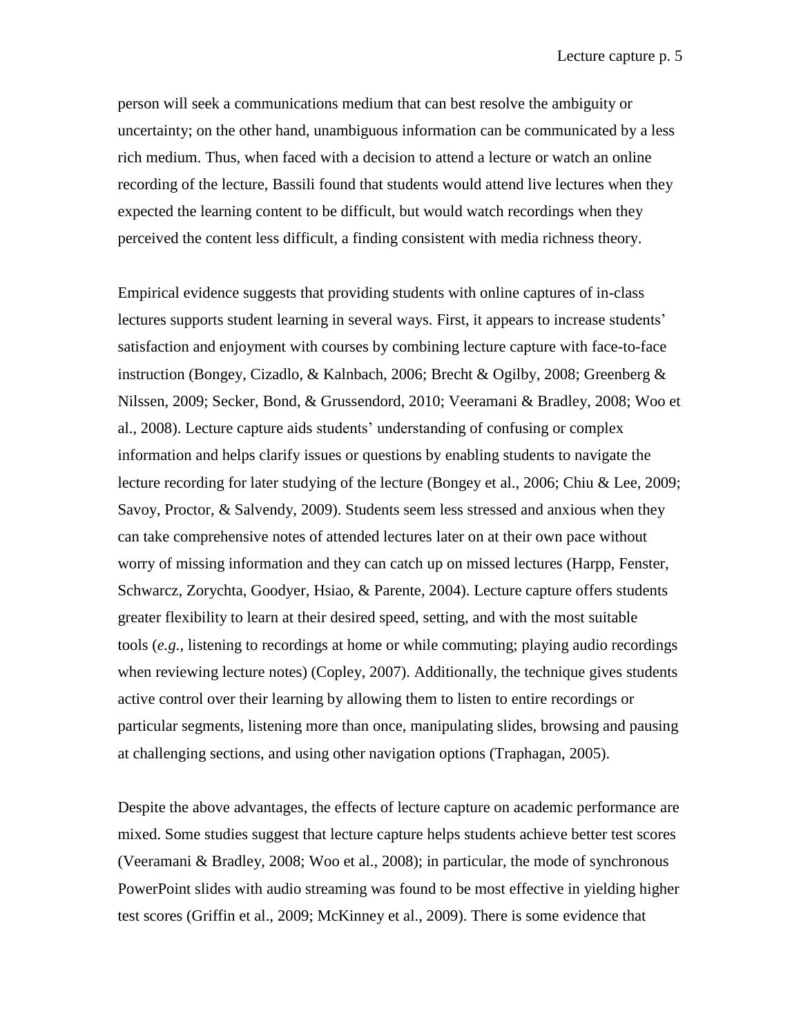person will seek a communications medium that can best resolve the ambiguity or uncertainty; on the other hand, unambiguous information can be communicated by a less rich medium. Thus, when faced with a decision to attend a lecture or watch an online recording of the lecture, Bassili found that students would attend live lectures when they expected the learning content to be difficult, but would watch recordings when they perceived the content less difficult, a finding consistent with media richness theory.

Empirical evidence suggests that providing students with online captures of in-class lectures supports student learning in several ways. First, it appears to increase students' satisfaction and enjoyment with courses by combining lecture capture with face-to-face instruction (Bongey, Cizadlo, & Kalnbach, 2006; Brecht & Ogilby, 2008; Greenberg & Nilssen, 2009; Secker, Bond, & Grussendord, 2010; Veeramani & Bradley, 2008; Woo et al., 2008). Lecture capture aids students' understanding of confusing or complex information and helps clarify issues or questions by enabling students to navigate the lecture recording for later studying of the lecture (Bongey et al., 2006; Chiu & Lee, 2009; Savoy, Proctor, & Salvendy, 2009). Students seem less stressed and anxious when they can take comprehensive notes of attended lectures later on at their own pace without worry of missing information and they can catch up on missed lectures (Harpp, Fenster, Schwarcz, Zorychta, Goodyer, Hsiao, & Parente, 2004). Lecture capture offers students greater flexibility to learn at their desired speed, setting, and with the most suitable tools (*e.g.*, listening to recordings at home or while commuting; playing audio recordings when reviewing lecture notes) (Copley, 2007). Additionally, the technique gives students active control over their learning by allowing them to listen to entire recordings or particular segments, listening more than once, manipulating slides, browsing and pausing at challenging sections, and using other navigation options (Traphagan, 2005).

Despite the above advantages, the effects of lecture capture on academic performance are mixed. Some studies suggest that lecture capture helps students achieve better test scores (Veeramani & Bradley, 2008; Woo et al., 2008); in particular, the mode of synchronous PowerPoint slides with audio streaming was found to be most effective in yielding higher test scores (Griffin et al., 2009; McKinney et al., 2009). There is some evidence that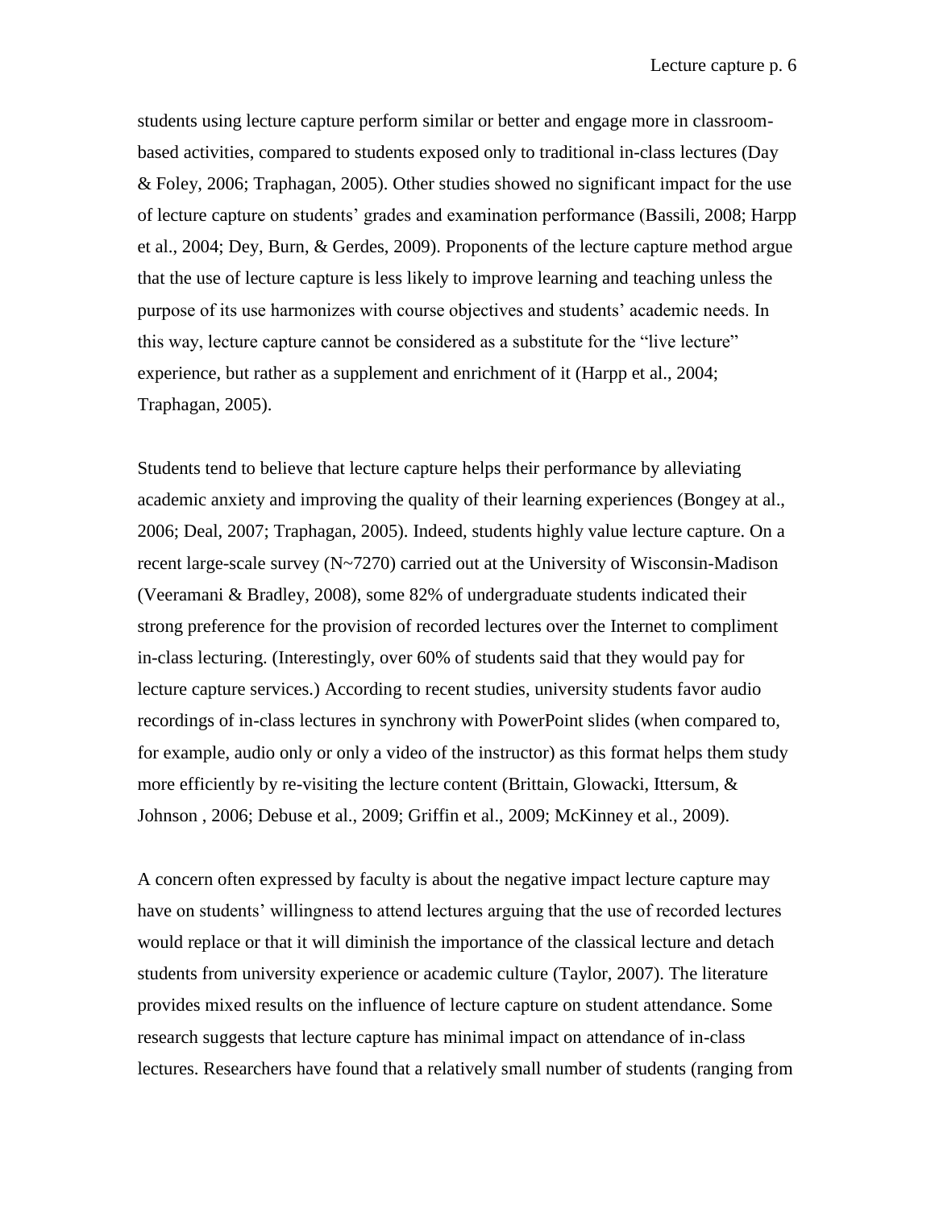students using lecture capture perform similar or better and engage more in classroom-based activities, compared to students exposed only to traditional in-class lectures (Day & Foley, 2006; Traphagan, 2005). Other studies showed no significant impact for the use of lecture capture on students' grades and examination performance (Bassili, 2008; Harpp et al., 2004; Dey, Burn, & Gerdes, 2009). Proponents of the lecture capture method argue that the use of lecture capture is less likely to improve learning and teaching unless the purpose of its use harmonizes with course objectives and students' academic needs. In this way, lecture capture cannot be considered as a substitute for the "live lecture" experience, but rather as a supplement and enrichment of it (Harpp et al., 2004; Traphagan, 2005).

Students tend to believe that lecture capture helps their performance by alleviating academic anxiety and improving the quality of their learning experiences (Bongey at al., 2006; Deal, 2007; Traphagan, 2005). Indeed, students highly value lecture capture. On a recent large-scale survey (N~7270) carried out at the University of Wisconsin-Madison (Veeramani & Bradley, 2008), some 82% of undergraduate students indicated their strong preference for the provision of recorded lectures over the Internet to compliment in-class lecturing. (Interestingly, over 60% of students said that they would pay for lecture capture services.) According to recent studies, university students favor audio recordings of in-class lectures in synchrony with PowerPoint slides (when compared to, for example, audio only or only a video of the instructor) as this format helps them study more efficiently by re-visiting the lecture content (Brittain, Glowacki, Ittersum, & Johnson , 2006; Debuse et al., 2009; Griffin et al., 2009; McKinney et al., 2009).

A concern often expressed by faculty is about the negative impact lecture capture may have on students' willingness to attend lectures arguing that the use of recorded lectures would replace or that it will diminish the importance of the classical lecture and detach students from university experience or academic culture (Taylor, 2007). The literature provides mixed results on the influence of lecture capture on student attendance. Some research suggests that lecture capture has minimal impact on attendance of in-class lectures. Researchers have found that a relatively small number of students (ranging from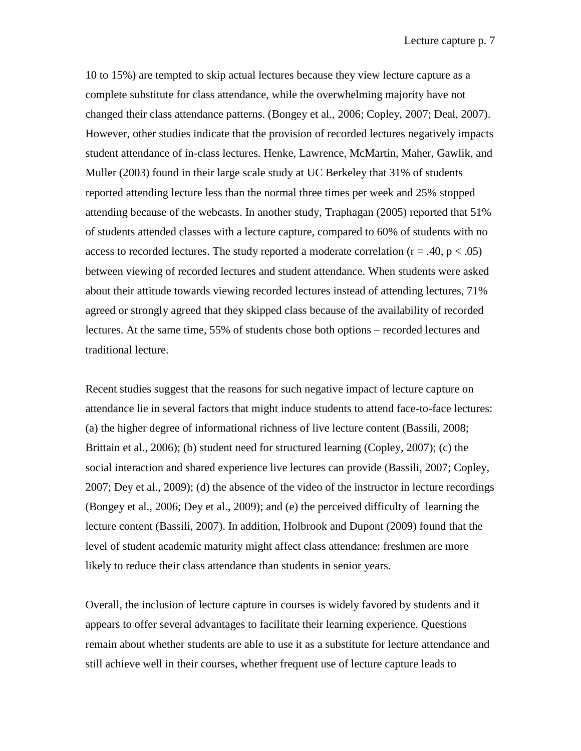10 to 15%) are tempted to skip actual lectures because they view lecture capture as a complete substitute for class attendance, while the overwhelming majority have not changed their class attendance patterns. (Bongey et al., 2006; Copley, 2007; Deal, 2007). However, other studies indicate that the provision of recorded lectures negatively impacts student attendance of in-class lectures. Henke, Lawrence, McMartin, Maher, Gawlik, and Muller (2003) found in their large scale study at UC Berkeley that 31% of students reported attending lecture less than the normal three times per week and 25% stopped attending because of the webcasts. In another study, Traphagan (2005) reported that 51% of students attended classes with a lecture capture, compared to 60% of students with no access to recorded lectures. The study reported a moderate correlation ($r = .40$, $p < .05$) between viewing of recorded lectures and student attendance. When students were asked about their attitude towards viewing recorded lectures instead of attending lectures, 71% agreed or strongly agreed that they skipped class because of the availability of recorded lectures. At the same time, 55% of students chose both options – recorded lectures and traditional lecture.

Recent studies suggest that the reasons for such negative impact of lecture capture on attendance lie in several factors that might induce students to attend face-to-face lectures: (a) the higher degree of informational richness of live lecture content (Bassili, 2008; Brittain et al., 2006); (b) student need for structured learning (Copley, 2007); (c) the social interaction and shared experience live lectures can provide (Bassili, 2007; Copley, 2007; Dey et al., 2009); (d) the absence of the video of the instructor in lecture recordings (Bongey et al., 2006; Dey et al., 2009); and (e) the perceived difficulty of learning the lecture content (Bassili, 2007). In addition, Holbrook and Dupont (2009) found that the level of student academic maturity might affect class attendance: freshmen are more likely to reduce their class attendance than students in senior years.

Overall, the inclusion of lecture capture in courses is widely favored by students and it appears to offer several advantages to facilitate their learning experience. Questions remain about whether students are able to use it as a substitute for lecture attendance and still achieve well in their courses, whether frequent use of lecture capture leads to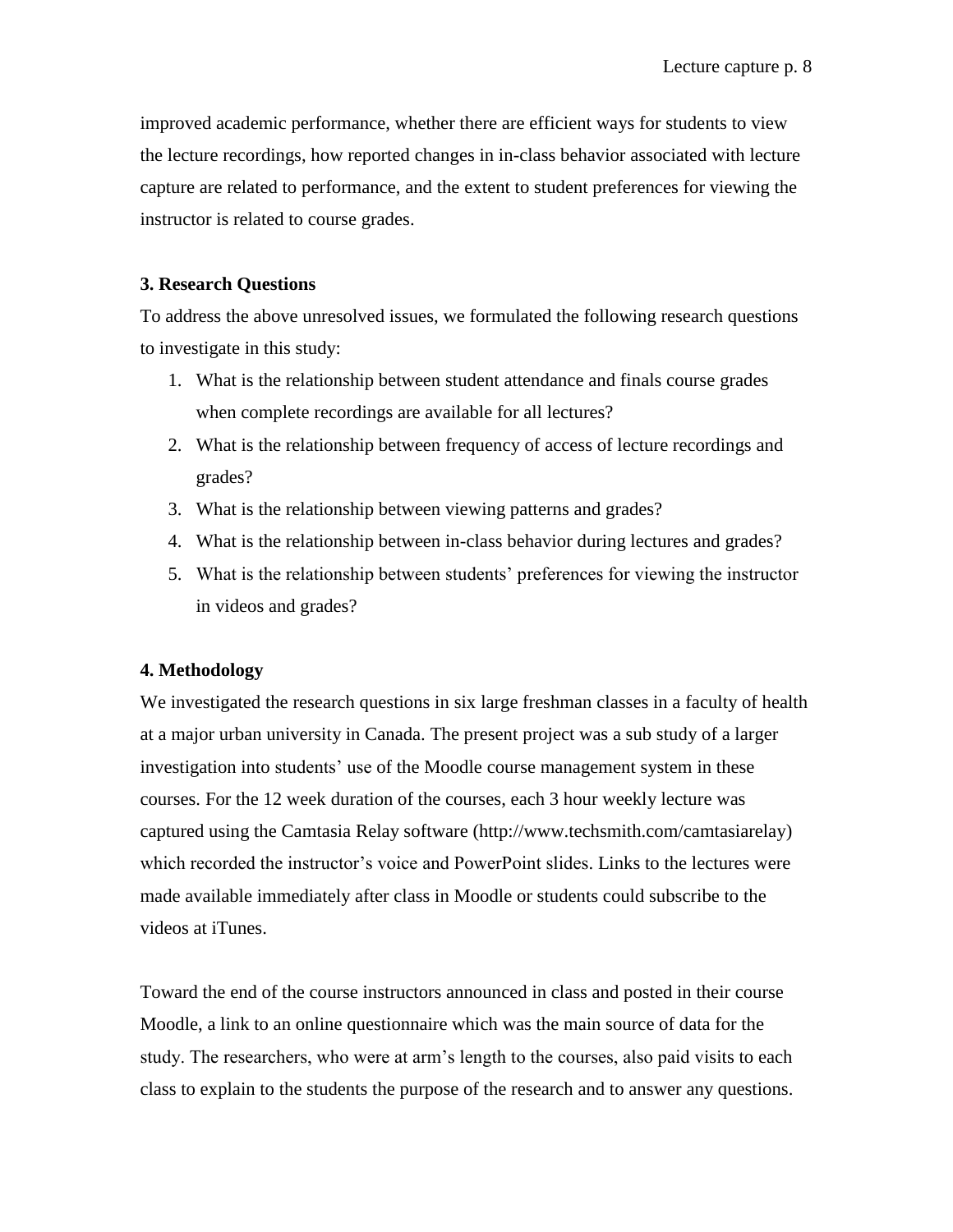improved academic performance, whether there are efficient ways for students to view the lecture recordings, how reported changes in in-class behavior associated with lecture capture are related to performance, and the extent to student preferences for viewing the instructor is related to course grades.

### 3. Research Questions

To address the above unresolved issues, we formulated the following research questions to investigate in this study:

1. What is the relationship between student attendance and finals course grades when complete recordings are available for all lectures?
2. What is the relationship between frequency of access of lecture recordings and grades?
3. What is the relationship between viewing patterns and grades?
4. What is the relationship between in-class behavior during lectures and grades?
5. What is the relationship between students' preferences for viewing the instructor in videos and grades?

### 4. Methodology

We investigated the research questions in six large freshman classes in a faculty of health at a major urban university in Canada. The present project was a sub study of a larger investigation into students' use of the Moodle course management system in these courses. For the 12 week duration of the courses, each 3 hour weekly lecture was captured using the Camtasia Relay software (http://www.techsmith.com/camtasiarelay) which recorded the instructor's voice and PowerPoint slides. Links to the lectures were made available immediately after class in Moodle or students could subscribe to the videos at iTunes.

Toward the end of the course instructors announced in class and posted in their course Moodle, a link to an online questionnaire which was the main source of data for the study. The researchers, who were at arm's length to the courses, also paid visits to each class to explain to the students the purpose of the research and to answer any questions.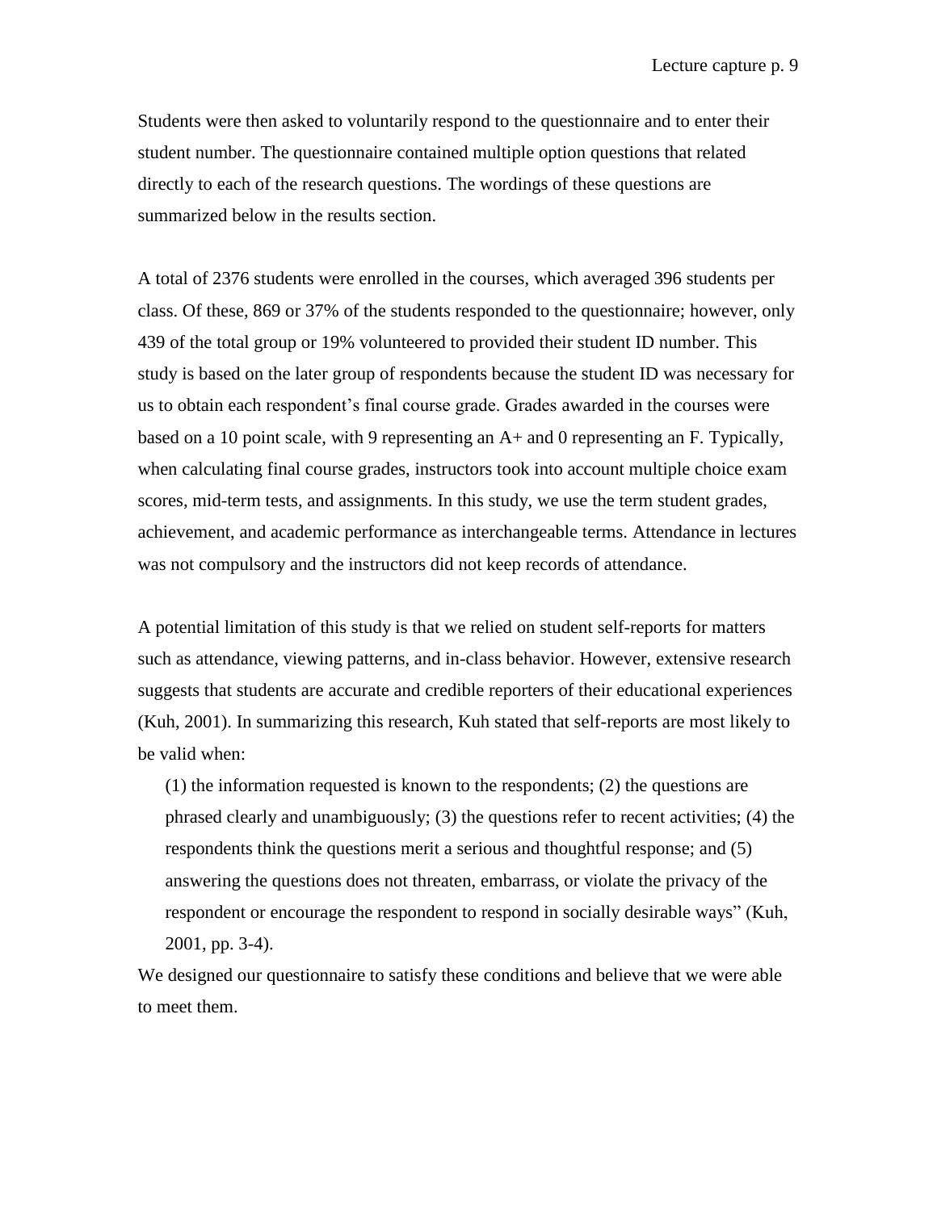Students were then asked to voluntarily respond to the questionnaire and to enter their student number. The questionnaire contained multiple option questions that related directly to each of the research questions. The wordings of these questions are summarized below in the results section.

A total of 2376 students were enrolled in the courses, which averaged 396 students per class. Of these, 869 or 37% of the students responded to the questionnaire; however, only 439 of the total group or 19% volunteered to provided their student ID number. This study is based on the later group of respondents because the student ID was necessary for us to obtain each respondent's final course grade. Grades awarded in the courses were based on a 10 point scale, with 9 representing an A+ and 0 representing an F. Typically, when calculating final course grades, instructors took into account multiple choice exam scores, mid-term tests, and assignments. In this study, we use the term student grades, achievement, and academic performance as interchangeable terms. Attendance in lectures was not compulsory and the instructors did not keep records of attendance.

A potential limitation of this study is that we relied on student self-reports for matters such as attendance, viewing patterns, and in-class behavior. However, extensive research suggests that students are accurate and credible reporters of their educational experiences (Kuh, 2001). In summarizing this research, Kuh stated that self-reports are most likely to be valid when:

> (1) the information requested is known to the respondents; (2) the questions are phrased clearly and unambiguously; (3) the questions refer to recent activities; (4) the respondents think the questions merit a serious and thoughtful response; and (5) answering the questions does not threaten, embarrass, or violate the privacy of the respondent or encourage the respondent to respond in socially desirable ways" (Kuh, 2001, pp. 3-4).

We designed our questionnaire to satisfy these conditions and believe that we were able to meet them.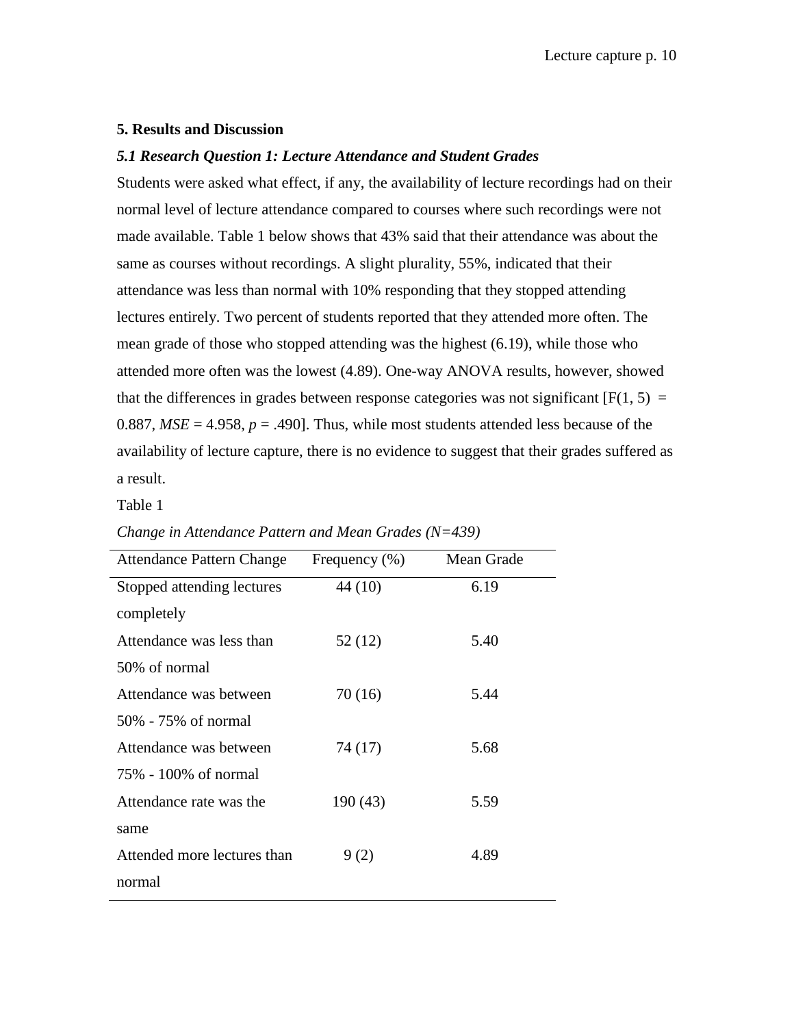## 5. Results and Discussion

### *5.1 Research Question 1: Lecture Attendance and Student Grades*

Students were asked what effect, if any, the availability of lecture recordings had on their normal level of lecture attendance compared to courses where such recordings were not made available. Table 1 below shows that 43% said that their attendance was about the same as courses without recordings. A slight plurality, 55%, indicated that their attendance was less than normal with 10% responding that they stopped attending lectures entirely. Two percent of students reported that they attended more often. The mean grade of those who stopped attending was the highest (6.19), while those who attended more often was the lowest (4.89). One-way ANOVA results, however, showed that the differences in grades between response categories was not significant [$F(1, 5) = 0.887$, $MSE = 4.958$, $p = .490$]. Thus, while most students attended less because of the availability of lecture capture, there is no evidence to suggest that their grades suffered as a result.

Table 1

*Change in Attendance Pattern and Mean Grades (N=439)*

| Attendance Pattern Change | Frequency (%) | Mean Grade |
|---|---|---|
| Stopped attending lectures completely | 44 (10) | 6.19 |
| Attendance was less than 50% of normal | 52 (12) | 5.40 |
| Attendance was between 50% - 75% of normal | 70 (16) | 5.44 |
| Attendance was between 75% - 100% of normal | 74 (17) | 5.68 |
| Attendance rate was the same | 190 (43) | 5.59 |
| Attended more lectures than normal | 9 (2) | 4.89 |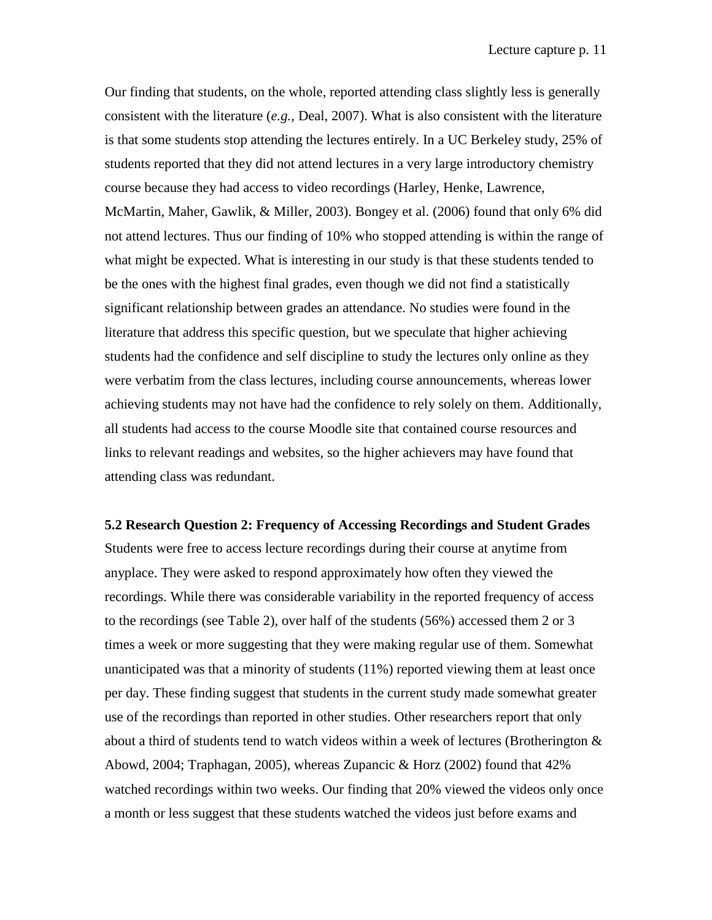Our finding that students, on the whole, reported attending class slightly less is generally consistent with the literature (*e.g.,* Deal, 2007). What is also consistent with the literature is that some students stop attending the lectures entirely. In a UC Berkeley study, 25% of students reported that they did not attend lectures in a very large introductory chemistry course because they had access to video recordings (Harley, Henke, Lawrence, McMartin, Maher, Gawlik, & Miller, 2003). Bongey et al. (2006) found that only 6% did not attend lectures. Thus our finding of 10% who stopped attending is within the range of what might be expected. What is interesting in our study is that these students tended to be the ones with the highest final grades, even though we did not find a statistically significant relationship between grades an attendance. No studies were found in the literature that address this specific question, but we speculate that higher achieving students had the confidence and self discipline to study the lectures only online as they were verbatim from the class lectures, including course announcements, whereas lower achieving students may not have had the confidence to rely solely on them. Additionally, all students had access to the course Moodle site that contained course resources and links to relevant readings and websites, so the higher achievers may have found that attending class was redundant.

**5.2 Research Question 2: Frequency of Accessing Recordings and Student Grades**

Students were free to access lecture recordings during their course at anytime from anyplace. They were asked to respond approximately how often they viewed the recordings. While there was considerable variability in the reported frequency of access to the recordings (see Table 2), over half of the students (56%) accessed them 2 or 3 times a week or more suggesting that they were making regular use of them. Somewhat unanticipated was that a minority of students (11%) reported viewing them at least once per day. These finding suggest that students in the current study made somewhat greater use of the recordings than reported in other studies. Other researchers report that only about a third of students tend to watch videos within a week of lectures (Brotherington & Abowd, 2004; Traphagan, 2005), whereas Zupancic & Horz (2002) found that 42% watched recordings within two weeks. Our finding that 20% viewed the videos only once a month or less suggest that these students watched the videos just before exams and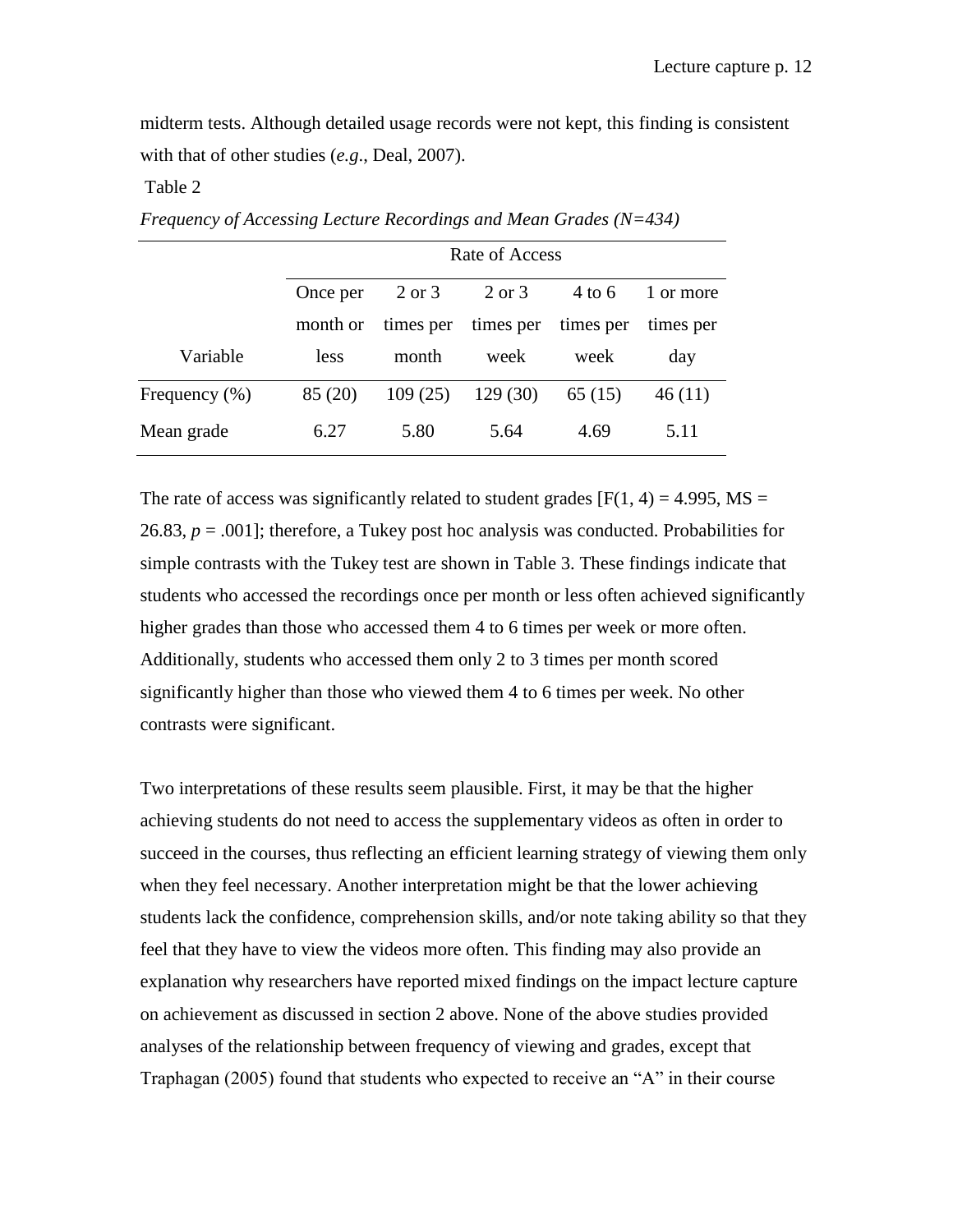midterm tests. Although detailed usage records were not kept, this finding is consistent with that of other studies (*e.g.*, Deal, 2007).

Table 2

*Frequency of Accessing Lecture Recordings and Mean Grades (N=434)*

| | Rate of Access | | | | |
|---|---|---|---|---|---|
| Variable | Once per month or less | 2 or 3 times per month | 2 or 3 times per week | 4 to 6 times per week | 1 or more times per day |
| Frequency (%) | 85 (20) | 109 (25) | 129 (30) | 65 (15) | 46 (11) |
| Mean grade | 6.27 | 5.80 | 5.64 | 4.69 | 5.11 |

The rate of access was significantly related to student grades [$F(1, 4) = 4.995$, $MS = 26.83$, $p = .001$]; therefore, a Tukey post hoc analysis was conducted. Probabilities for simple contrasts with the Tukey test are shown in Table 3. These findings indicate that students who accessed the recordings once per month or less often achieved significantly higher grades than those who accessed them 4 to 6 times per week or more often. Additionally, students who accessed them only 2 to 3 times per month scored significantly higher than those who viewed them 4 to 6 times per week. No other contrasts were significant.

Two interpretations of these results seem plausible. First, it may be that the higher achieving students do not need to access the supplementary videos as often in order to succeed in the courses, thus reflecting an efficient learning strategy of viewing them only when they feel necessary. Another interpretation might be that the lower achieving students lack the confidence, comprehension skills, and/or note taking ability so that they feel that they have to view the videos more often. This finding may also provide an explanation why researchers have reported mixed findings on the impact lecture capture on achievement as discussed in section 2 above. None of the above studies provided analyses of the relationship between frequency of viewing and grades, except that Traphagan (2005) found that students who expected to receive an "A" in their course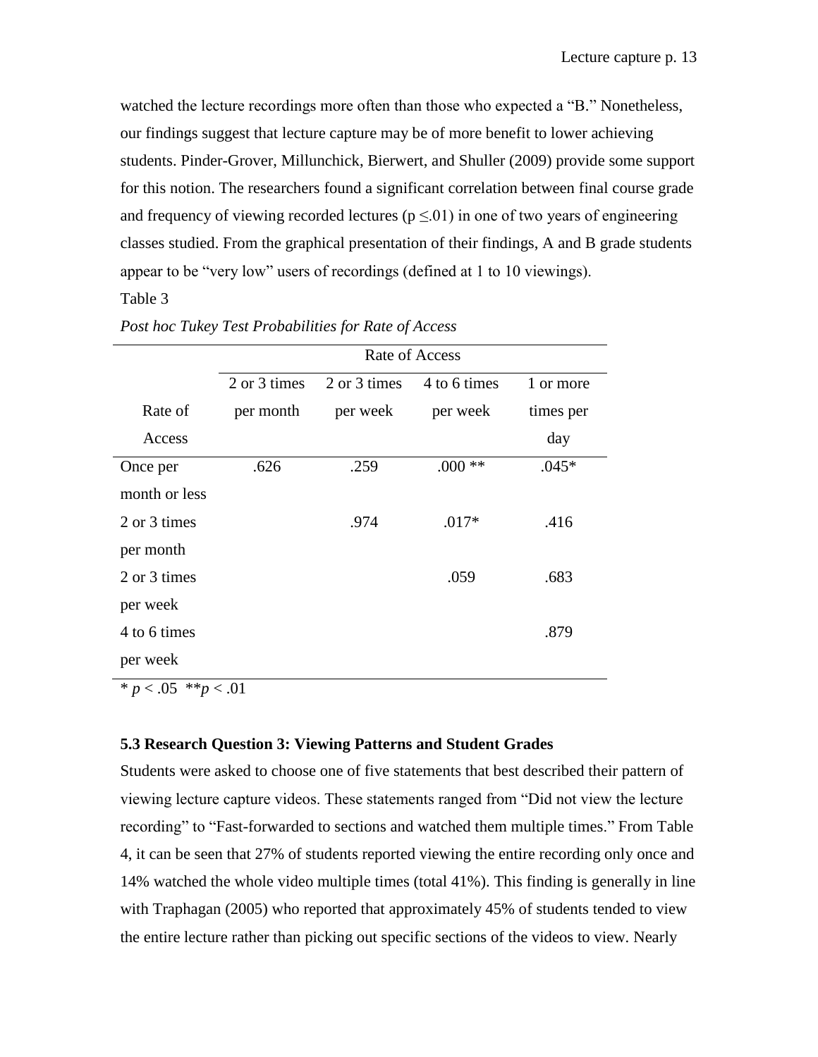watched the lecture recordings more often than those who expected a "B." Nonetheless, our findings suggest that lecture capture may be of more benefit to lower achieving students. Pinder-Grover, Millunchick, Bierwert, and Shuller (2009) provide some support for this notion. The researchers found a significant correlation between final course grade and frequency of viewing recorded lectures ($p \leq .01$) in one of two years of engineering classes studied. From the graphical presentation of their findings, A and B grade students appear to be "very low" users of recordings (defined at 1 to 10 viewings).

Table 3

*Post hoc Tukey Test Probabilities for Rate of Access*

| | Rate of Access | | | |
|---|---|---|---|---|
| Rate of Access | 2 or 3 times per month | 2 or 3 times per week | 4 to 6 times per week | 1 or more times per day |
| Once per month or less | .626 | .259 | .000 ** | .045* |
| 2 or 3 times per month | | .974 | .017* | .416 |
| 2 or 3 times per week | | | .059 | .683 |
| 4 to 6 times per week | | | | .879 |

* $p < .05$ ** $p < .01$

### 5.3 Research Question 3: Viewing Patterns and Student Grades

Students were asked to choose one of five statements that best described their pattern of viewing lecture capture videos. These statements ranged from "Did not view the lecture recording" to "Fast-forwarded to sections and watched them multiple times." From Table 4, it can be seen that 27% of students reported viewing the entire recording only once and 14% watched the whole video multiple times (total 41%). This finding is generally in line with Traphagan (2005) who reported that approximately 45% of students tended to view the entire lecture rather than picking out specific sections of the videos to view. Nearly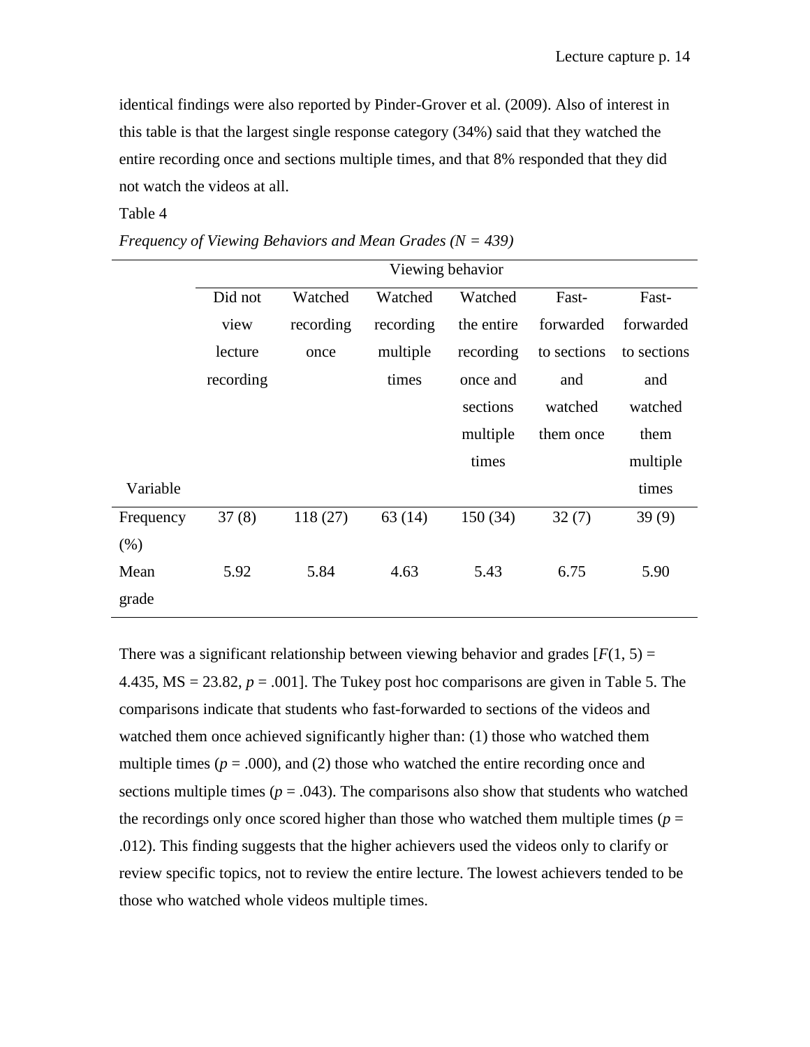identical findings were also reported by Pinder-Grover et al. (2009). Also of interest in this table is that the largest single response category (34%) said that they watched the entire recording once and sections multiple times, and that 8% responded that they did not watch the videos at all.

Table 4

*Frequency of Viewing Behaviors and Mean Grades (N = 439)*

| | Viewing behavior | | | | | |
|---|---|---|---|---|---|---|
| Variable | Did not view lecture recording | Watched recording once | Watched recording multiple times | Watched the entire recording once and sections multiple times | Fast-forwarded to sections and watched them once | Fast-forwarded to sections and watched them multiple times |
| Frequency (%) | 37 (8) | 118 (27) | 63 (14) | 150 (34) | 32 (7) | 39 (9) |
| Mean grade | 5.92 | 5.84 | 4.63 | 5.43 | 6.75 | 5.90 |

There was a significant relationship between viewing behavior and grades [$F(1, 5) = 4.435$, MS = 23.82, $p = .001$]. The Tukey post hoc comparisons are given in Table 5. The comparisons indicate that students who fast-forwarded to sections of the videos and watched them once achieved significantly higher than: (1) those who watched them multiple times ($p = .000$), and (2) those who watched the entire recording once and sections multiple times ($p = .043$). The comparisons also show that students who watched the recordings only once scored higher than those who watched them multiple times ($p = .012$). This finding suggests that the higher achievers used the videos only to clarify or review specific topics, not to review the entire lecture. The lowest achievers tended to be those who watched whole videos multiple times.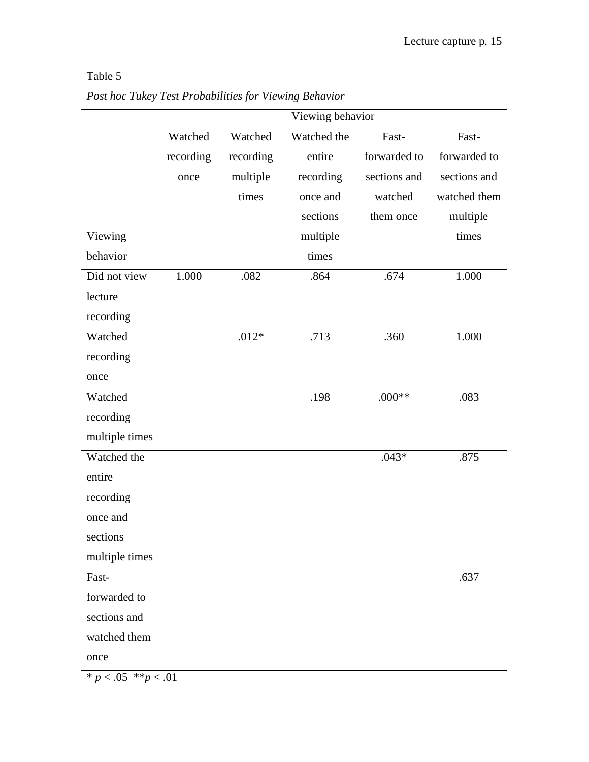Table 5

*Post hoc Tukey Test Probabilities for Viewing Behavior*

| | Viewing behavior | | | | |
|---|---|---|---|---|---|
| Viewing behavior | Watched recording once | Watched recording multiple times | Watched the entire recording once and sections multiple times | Fast-forwarded to sections and watched them once | Fast-forwarded to sections and watched them multiple times |
| Did not view lecture recording | 1.000 | .082 | .864 | .674 | 1.000 |
| Watched recording once | | .012* | .713 | .360 | 1.000 |
| Watched recording multiple times | | | .198 | .000** | .083 |
| Watched the entire recording once and sections multiple times | | | | .043* | .875 |
| Fast-forwarded to sections and watched them once | | | | | .637 |

* $p < .05$ ** $p < .01$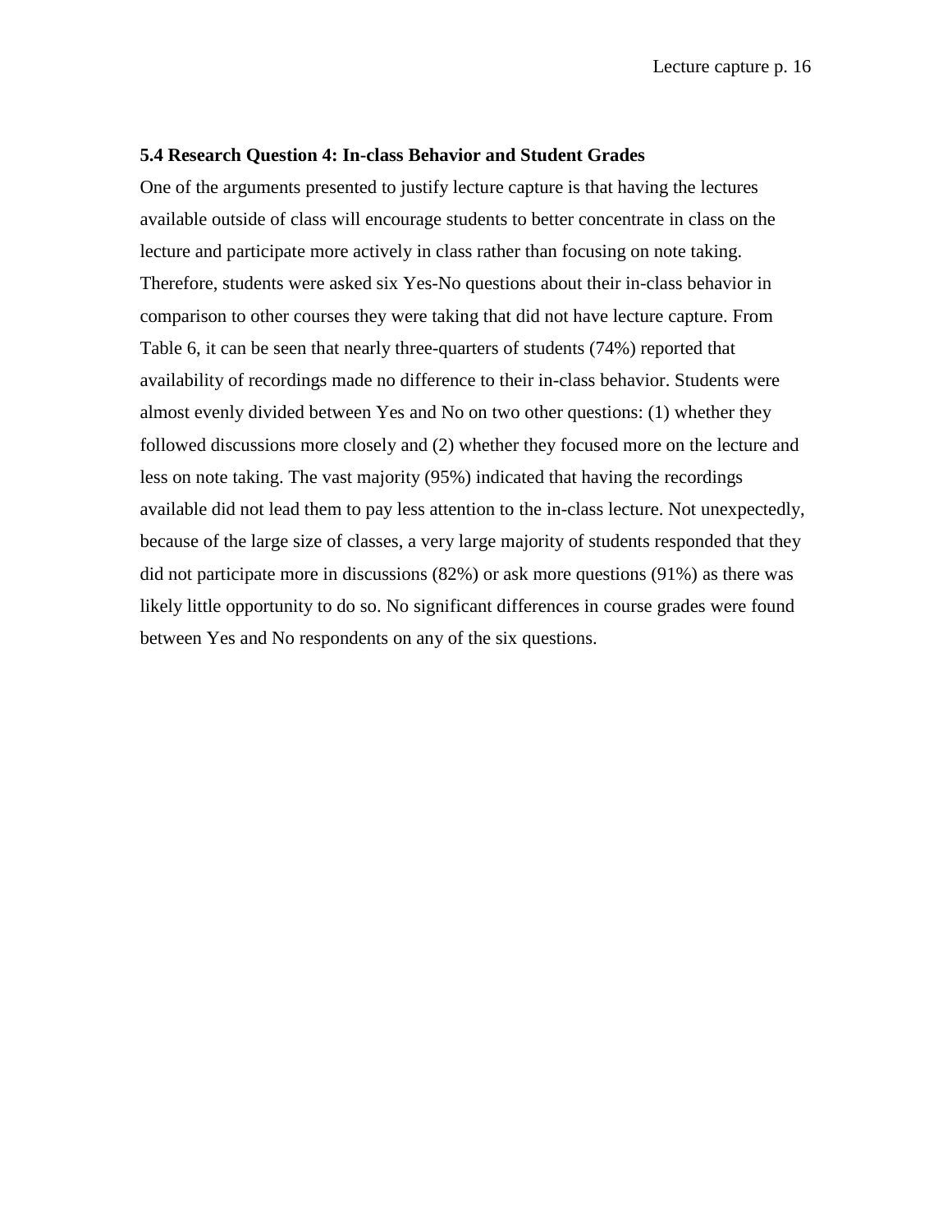### 5.4 Research Question 4: In-class Behavior and Student Grades

One of the arguments presented to justify lecture capture is that having the lectures available outside of class will encourage students to better concentrate in class on the lecture and participate more actively in class rather than focusing on note taking. Therefore, students were asked six Yes-No questions about their in-class behavior in comparison to other courses they were taking that did not have lecture capture. From Table 6, it can be seen that nearly three-quarters of students (74%) reported that availability of recordings made no difference to their in-class behavior. Students were almost evenly divided between Yes and No on two other questions: (1) whether they followed discussions more closely and (2) whether they focused more on the lecture and less on note taking. The vast majority (95%) indicated that having the recordings available did not lead them to pay less attention to the in-class lecture. Not unexpectedly, because of the large size of classes, a very large majority of students responded that they did not participate more in discussions (82%) or ask more questions (91%) as there was likely little opportunity to do so. No significant differences in course grades were found between Yes and No respondents on any of the six questions.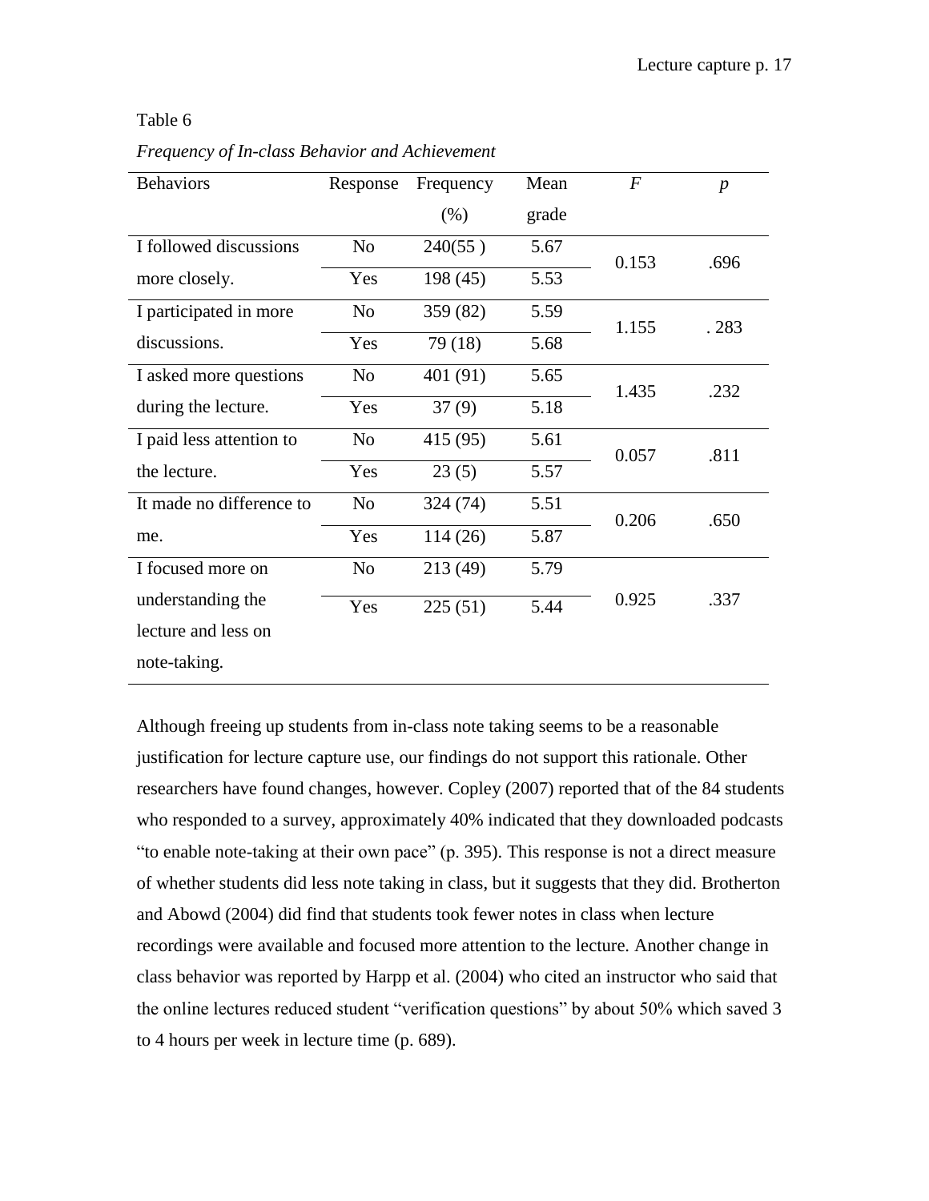Table 6

*Frequency of In-class Behavior and Achievement*

| Behaviors | Response | Frequency (%) | Mean grade | $F$ | $p$ |
|---|---|---|---|---|---|
| I followed discussions more closely. | No | 240(55 ) | 5.67 | 0.153 | .696 |
| | Yes | 198 (45) | 5.53 | | |
| I participated in more discussions. | No | 359 (82) | 5.59 | 1.155 | . 283 |
| | Yes | 79 (18) | 5.68 | | |
| I asked more questions during the lecture. | No | 401 (91) | 5.65 | 1.435 | .232 |
| | Yes | 37 (9) | 5.18 | | |
| I paid less attention to the lecture. | No | 415 (95) | 5.61 | 0.057 | .811 |
| | Yes | 23 (5) | 5.57 | | |
| It made no difference to me. | No | 324 (74) | 5.51 | 0.206 | .650 |
| | Yes | 114 (26) | 5.87 | | |
| I focused more on understanding the lecture and less on note-taking. | No | 213 (49) | 5.79 | 0.925 | .337 |
| | Yes | 225 (51) | 5.44 | | |

Although freeing up students from in-class note taking seems to be a reasonable justification for lecture capture use, our findings do not support this rationale. Other researchers have found changes, however. Copley (2007) reported that of the 84 students who responded to a survey, approximately 40% indicated that they downloaded podcasts "to enable note-taking at their own pace" (p. 395). This response is not a direct measure of whether students did less note taking in class, but it suggests that they did. Brotherton and Abowd (2004) did find that students took fewer notes in class when lecture recordings were available and focused more attention to the lecture. Another change in class behavior was reported by Harpp et al. (2004) who cited an instructor who said that the online lectures reduced student "verification questions" by about 50% which saved 3 to 4 hours per week in lecture time (p. 689).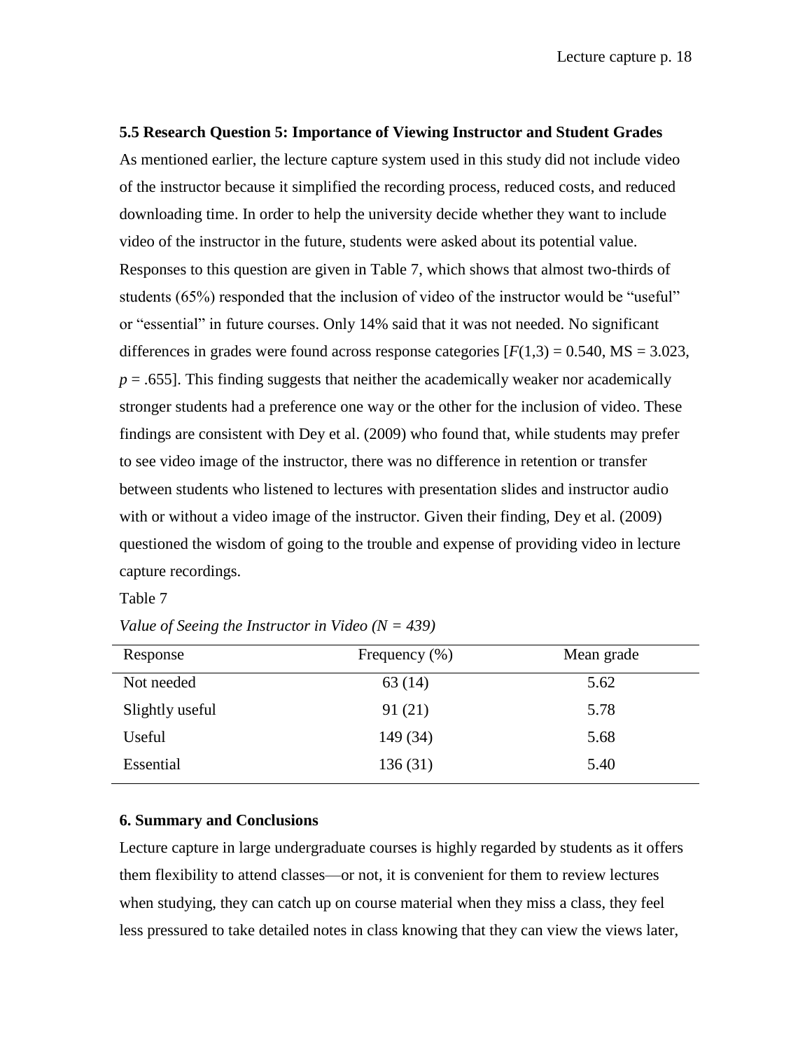### 5.5 Research Question 5: Importance of Viewing Instructor and Student Grades

As mentioned earlier, the lecture capture system used in this study did not include video of the instructor because it simplified the recording process, reduced costs, and reduced downloading time. In order to help the university decide whether they want to include video of the instructor in the future, students were asked about its potential value. Responses to this question are given in Table 7, which shows that almost two-thirds of students (65%) responded that the inclusion of video of the instructor would be "useful" or "essential" in future courses. Only 14% said that it was not needed. No significant differences in grades were found across response categories [$F(1,3) = 0.540$, MS = 3.023, $p = .655$]. This finding suggests that neither the academically weaker nor academically stronger students had a preference one way or the other for the inclusion of video. These findings are consistent with Dey et al. (2009) who found that, while students may prefer to see video image of the instructor, there was no difference in retention or transfer between students who listened to lectures with presentation slides and instructor audio with or without a video image of the instructor. Given their finding, Dey et al. (2009) questioned the wisdom of going to the trouble and expense of providing video in lecture capture recordings.

Table 7

*Value of Seeing the Instructor in Video (N = 439)*

| Response | Frequency (%) | Mean grade |
|---|---|---|
| Not needed | 63 (14) | 5.62 |
| Slightly useful | 91 (21) | 5.78 |
| Useful | 149 (34) | 5.68 |
| Essential | 136 (31) | 5.40 |

## 6. Summary and Conclusions

Lecture capture in large undergraduate courses is highly regarded by students as it offers them flexibility to attend classes—or not, it is convenient for them to review lectures when studying, they can catch up on course material when they miss a class, they feel less pressured to take detailed notes in class knowing that they can view the views later,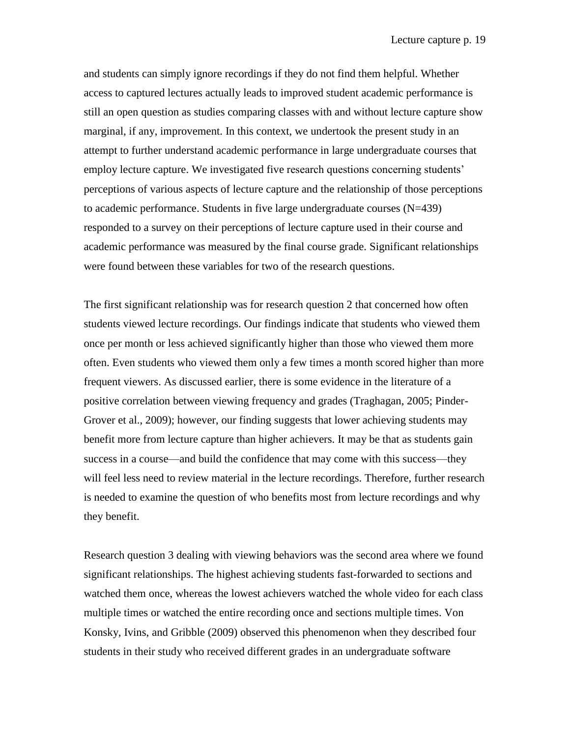and students can simply ignore recordings if they do not find them helpful. Whether access to captured lectures actually leads to improved student academic performance is still an open question as studies comparing classes with and without lecture capture show marginal, if any, improvement. In this context, we undertook the present study in an attempt to further understand academic performance in large undergraduate courses that employ lecture capture. We investigated five research questions concerning students' perceptions of various aspects of lecture capture and the relationship of those perceptions to academic performance. Students in five large undergraduate courses (N=439) responded to a survey on their perceptions of lecture capture used in their course and academic performance was measured by the final course grade. Significant relationships were found between these variables for two of the research questions.

The first significant relationship was for research question 2 that concerned how often students viewed lecture recordings. Our findings indicate that students who viewed them once per month or less achieved significantly higher than those who viewed them more often. Even students who viewed them only a few times a month scored higher than more frequent viewers. As discussed earlier, there is some evidence in the literature of a positive correlation between viewing frequency and grades (Traghagan, 2005; Pinder-Grover et al., 2009); however, our finding suggests that lower achieving students may benefit more from lecture capture than higher achievers. It may be that as students gain success in a course—and build the confidence that may come with this success—they will feel less need to review material in the lecture recordings. Therefore, further research is needed to examine the question of who benefits most from lecture recordings and why they benefit.

Research question 3 dealing with viewing behaviors was the second area where we found significant relationships. The highest achieving students fast-forwarded to sections and watched them once, whereas the lowest achievers watched the whole video for each class multiple times or watched the entire recording once and sections multiple times. Von Konsky, Ivins, and Gribble (2009) observed this phenomenon when they described four students in their study who received different grades in an undergraduate software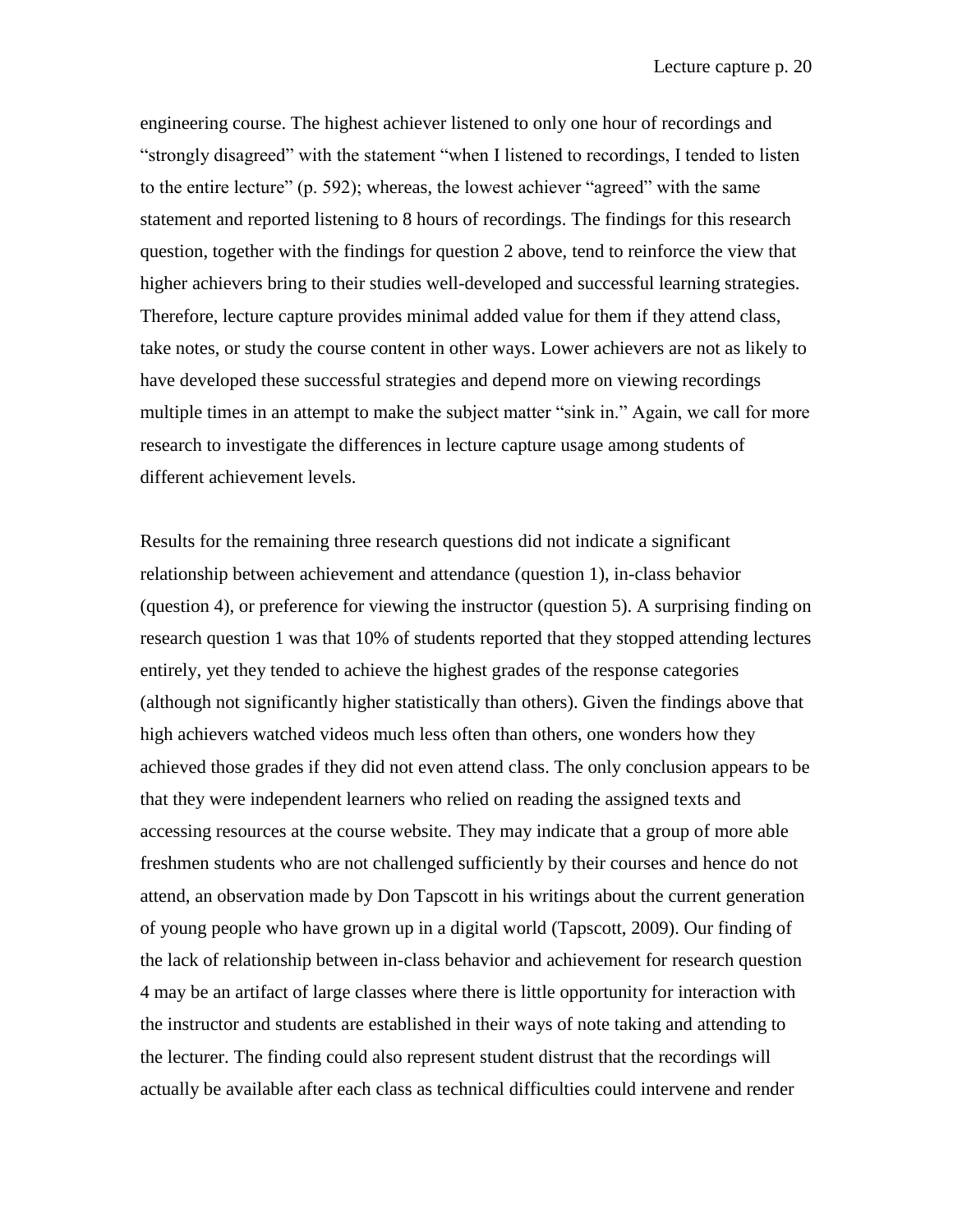engineering course. The highest achiever listened to only one hour of recordings and "strongly disagreed" with the statement "when I listened to recordings, I tended to listen to the entire lecture" (p. 592); whereas, the lowest achiever "agreed" with the same statement and reported listening to 8 hours of recordings. The findings for this research question, together with the findings for question 2 above, tend to reinforce the view that higher achievers bring to their studies well-developed and successful learning strategies. Therefore, lecture capture provides minimal added value for them if they attend class, take notes, or study the course content in other ways. Lower achievers are not as likely to have developed these successful strategies and depend more on viewing recordings multiple times in an attempt to make the subject matter "sink in." Again, we call for more research to investigate the differences in lecture capture usage among students of different achievement levels.

Results for the remaining three research questions did not indicate a significant relationship between achievement and attendance (question 1), in-class behavior (question 4), or preference for viewing the instructor (question 5). A surprising finding on research question 1 was that 10% of students reported that they stopped attending lectures entirely, yet they tended to achieve the highest grades of the response categories (although not significantly higher statistically than others). Given the findings above that high achievers watched videos much less often than others, one wonders how they achieved those grades if they did not even attend class. The only conclusion appears to be that they were independent learners who relied on reading the assigned texts and accessing resources at the course website. They may indicate that a group of more able freshmen students who are not challenged sufficiently by their courses and hence do not attend, an observation made by Don Tapscott in his writings about the current generation of young people who have grown up in a digital world (Tapscott, 2009). Our finding of the lack of relationship between in-class behavior and achievement for research question 4 may be an artifact of large classes where there is little opportunity for interaction with the instructor and students are established in their ways of note taking and attending to the lecturer. The finding could also represent student distrust that the recordings will actually be available after each class as technical difficulties could intervene and render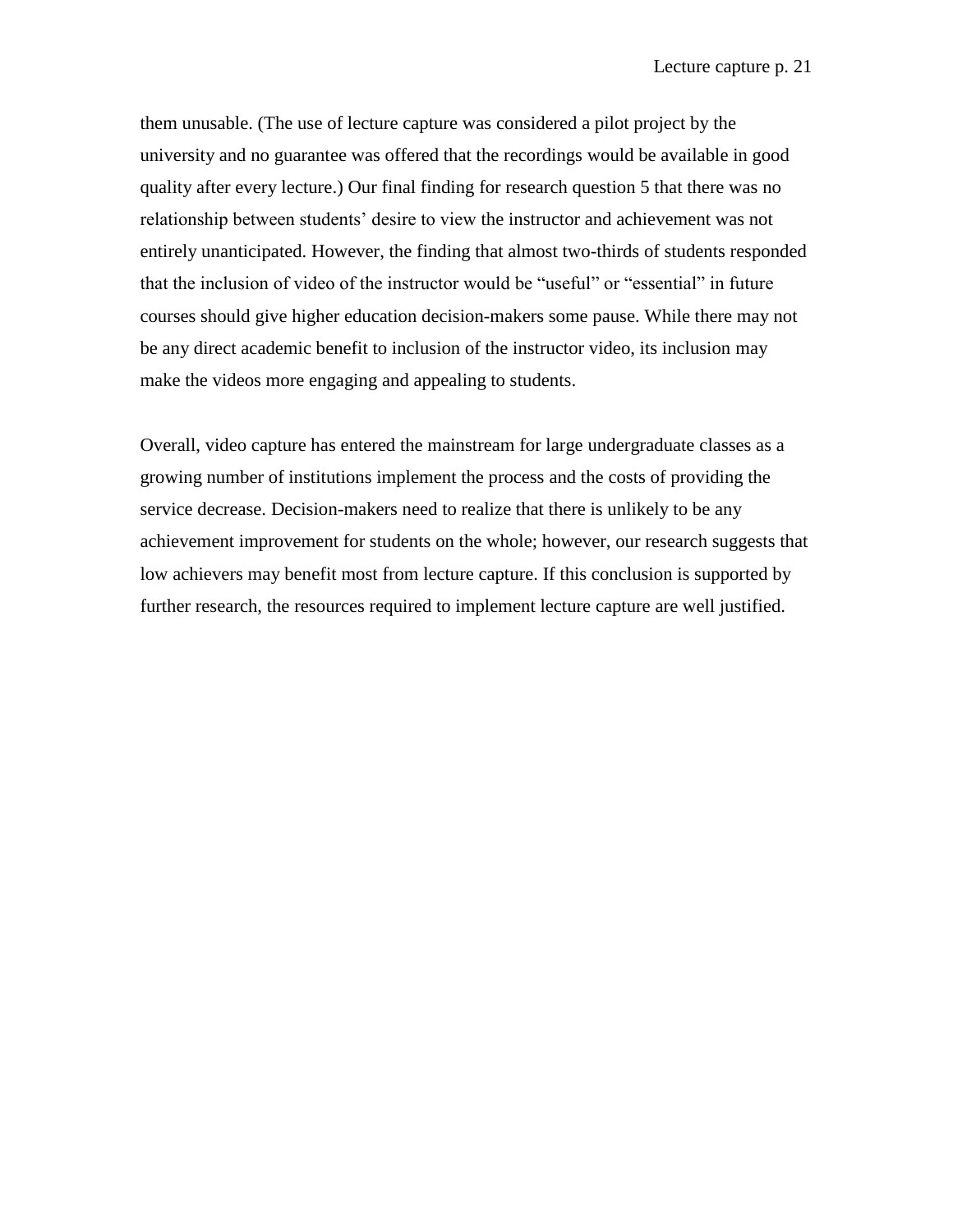them unusable. (The use of lecture capture was considered a pilot project by the university and no guarantee was offered that the recordings would be available in good quality after every lecture.) Our final finding for research question 5 that there was no relationship between students' desire to view the instructor and achievement was not entirely unanticipated. However, the finding that almost two-thirds of students responded that the inclusion of video of the instructor would be "useful" or "essential" in future courses should give higher education decision-makers some pause. While there may not be any direct academic benefit to inclusion of the instructor video, its inclusion may make the videos more engaging and appealing to students.

Overall, video capture has entered the mainstream for large undergraduate classes as a growing number of institutions implement the process and the costs of providing the service decrease. Decision-makers need to realize that there is unlikely to be any achievement improvement for students on the whole; however, our research suggests that low achievers may benefit most from lecture capture. If this conclusion is supported by further research, the resources required to implement lecture capture are well justified.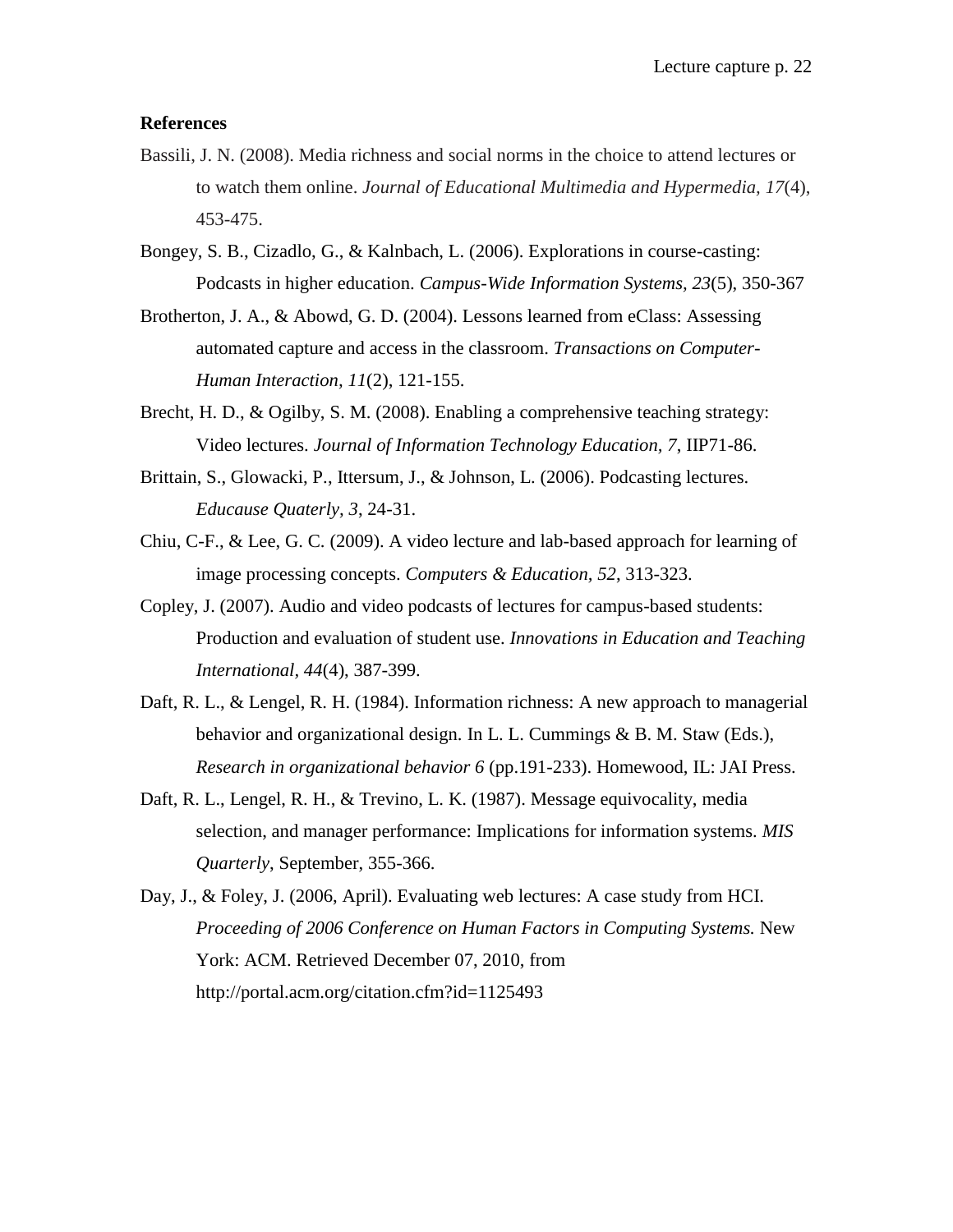**References**

Bassili, J. N. (2008). Media richness and social norms in the choice to attend lectures or to watch them online. *Journal of Educational Multimedia and Hypermedia, 17*(4), 453-475.

Bongey, S. B., Cizadlo, G., & Kalnbach, L. (2006). Explorations in course-casting: Podcasts in higher education. *Campus-Wide Information Systems, 23*(5), 350-367

Brotherton, J. A., & Abowd, G. D. (2004). Lessons learned from eClass: Assessing automated capture and access in the classroom. *Transactions on Computer-Human Interaction, 11*(2), 121-155.

Brecht, H. D., & Ogilby, S. M. (2008). Enabling a comprehensive teaching strategy: Video lectures. *Journal of Information Technology Education, 7*, IIP71-86.

Brittain, S., Glowacki, P., Ittersum, J., & Johnson, L. (2006). Podcasting lectures. *Educause Quaterly, 3*, 24-31.

Chiu, C-F., & Lee, G. C. (2009). A video lecture and lab-based approach for learning of image processing concepts. *Computers & Education, 52*, 313-323.

Copley, J. (2007). Audio and video podcasts of lectures for campus-based students: Production and evaluation of student use. *Innovations in Education and Teaching International, 44*(4), 387-399.

Daft, R. L., & Lengel, R. H. (1984). Information richness: A new approach to managerial behavior and organizational design. In L. L. Cummings & B. M. Staw (Eds.), *Research in organizational behavior 6* (pp.191-233). Homewood, IL: JAI Press.

Daft, R. L., Lengel, R. H., & Trevino, L. K. (1987). Message equivocality, media selection, and manager performance: Implications for information systems. *MIS Quarterly*, September, 355-366.

Day, J., & Foley, J. (2006, April). Evaluating web lectures: A case study from HCI. *Proceeding of 2006 Conference on Human Factors in Computing Systems.* New York: ACM. Retrieved December 07, 2010, from http://portal.acm.org/citation.cfm?id=1125493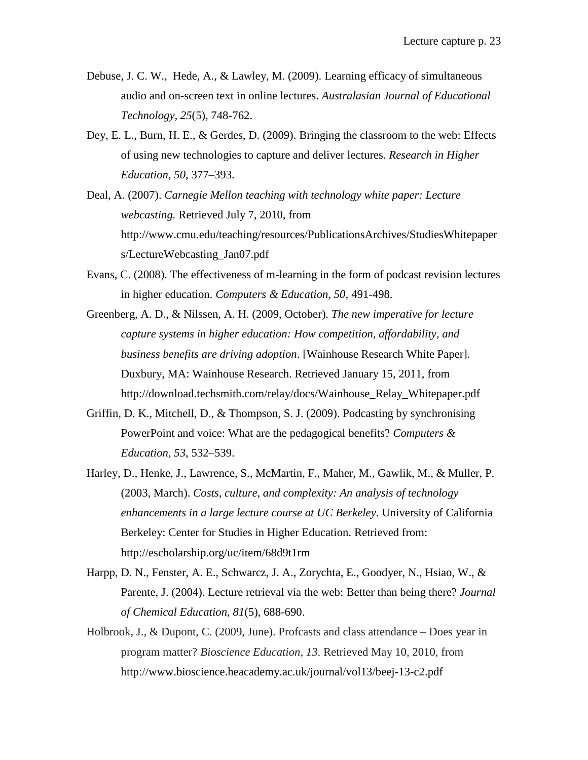Debuse, J. C. W., Hede, A., & Lawley, M. (2009). Learning efficacy of simultaneous audio and on-screen text in online lectures. *Australasian Journal of Educational Technology, 25*(5), 748-762.

Dey, E. L., Burn, H. E., & Gerdes, D. (2009). Bringing the classroom to the web: Effects of using new technologies to capture and deliver lectures. *Research in Higher Education, 50*, 377–393.

Deal, A. (2007). *Carnegie Mellon teaching with technology white paper: Lecture webcasting.* Retrieved July 7, 2010, from http://www.cmu.edu/teaching/resources/PublicationsArchives/StudiesWhitepapers/LectureWebcasting_Jan07.pdf

Evans, C. (2008). The effectiveness of m-learning in the form of podcast revision lectures in higher education. *Computers & Education, 50*, 491-498.

Greenberg, A. D., & Nilssen, A. H. (2009, October). *The new imperative for lecture capture systems in higher education: How competition, affordability, and business benefits are driving adoption*. [Wainhouse Research White Paper]. Duxbury, MA: Wainhouse Research. Retrieved January 15, 2011, from http://download.techsmith.com/relay/docs/Wainhouse_Relay_Whitepaper.pdf

Griffin, D. K., Mitchell, D., & Thompson, S. J. (2009). Podcasting by synchronising PowerPoint and voice: What are the pedagogical benefits? *Computers & Education, 53*, 532–539.

Harley, D., Henke, J., Lawrence, S., McMartin, F., Maher, M., Gawlik, M., & Muller, P. (2003, March). *Costs, culture, and complexity: An analysis of technology enhancements in a large lecture course at UC Berkeley*. University of California Berkeley: Center for Studies in Higher Education. Retrieved from: http://escholarship.org/uc/item/68d9t1rm

Harpp, D. N., Fenster, A. E., Schwarcz, J. A., Zorychta, E., Goodyer, N., Hsiao, W., & Parente, J. (2004). Lecture retrieval via the web: Better than being there? *Journal of Chemical Education, 81*(5), 688-690.

Holbrook, J., & Dupont, C. (2009, June). Profcasts and class attendance – Does year in program matter? *Bioscience Education, 13*. Retrieved May 10, 2010, from http://www.bioscience.heacademy.ac.uk/journal/vol13/beej-13-c2.pdf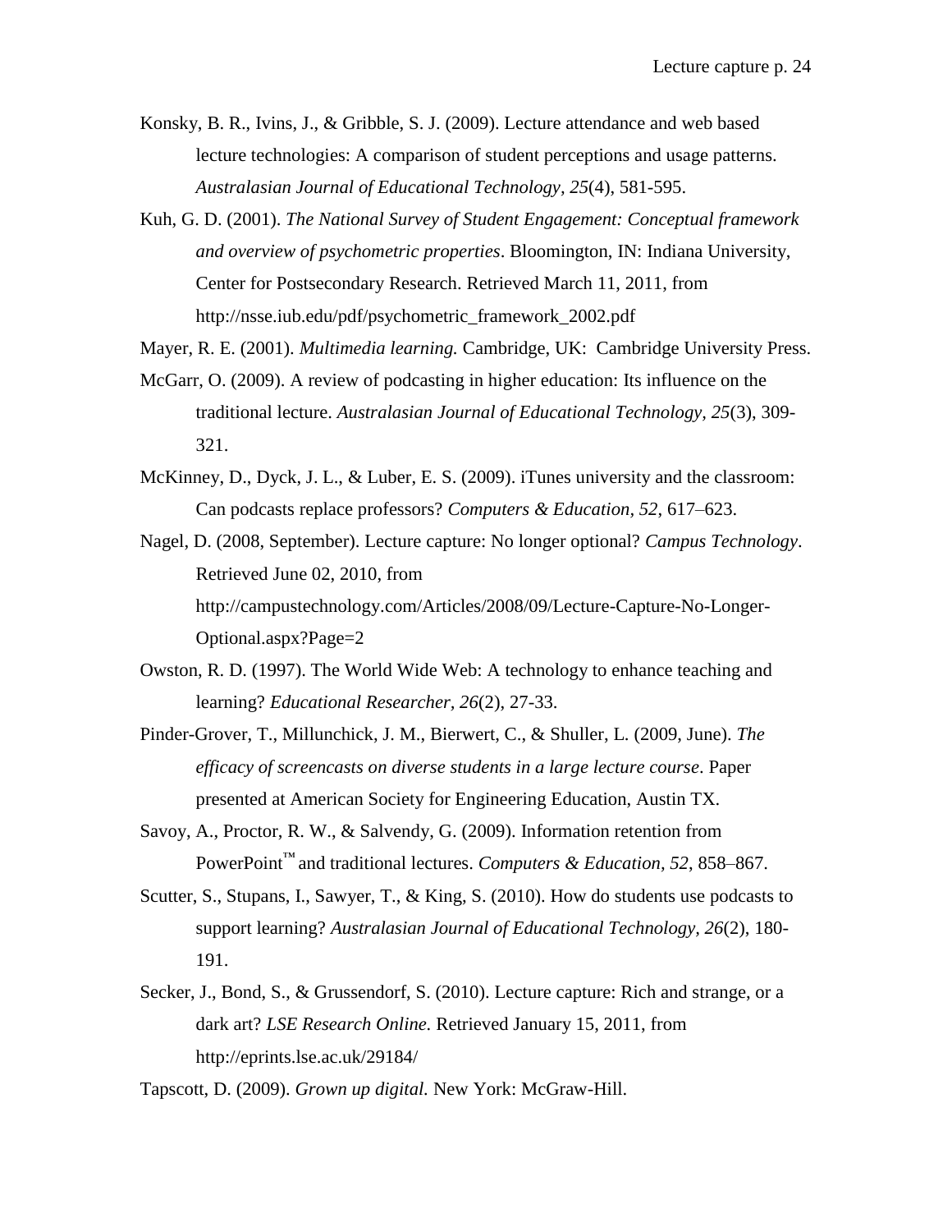Konsky, B. R., Ivins, J., & Gribble, S. J. (2009). Lecture attendance and web based lecture technologies: A comparison of student perceptions and usage patterns. *Australasian Journal of Educational Technology*, *25*(4), 581-595.

Kuh, G. D. (2001). *The National Survey of Student Engagement: Conceptual framework and overview of psychometric properties*. Bloomington, IN: Indiana University, Center for Postsecondary Research. Retrieved March 11, 2011, from http://nsse.iub.edu/pdf/psychometric_framework_2002.pdf

Mayer, R. E. (2001). *Multimedia learning.* Cambridge, UK: Cambridge University Press.

McGarr, O. (2009). A review of podcasting in higher education: Its influence on the traditional lecture. *Australasian Journal of Educational Technology, 25*(3), 309-321.

McKinney, D., Dyck, J. L., & Luber, E. S. (2009). iTunes university and the classroom: Can podcasts replace professors? *Computers & Education, 52*, 617–623.

Nagel, D. (2008, September). Lecture capture: No longer optional? *Campus Technology*. Retrieved June 02, 2010, from http://campustechnology.com/Articles/2008/09/Lecture-Capture-No-Longer-Optional.aspx?Page=2

Owston, R. D. (1997). The World Wide Web: A technology to enhance teaching and learning? *Educational Researcher*, *26*(2), 27-33.

Pinder-Grover, T., Millunchick, J. M., Bierwert, C., & Shuller, L. (2009, June). *The efficacy of screencasts on diverse students in a large lecture course*. Paper presented at American Society for Engineering Education, Austin TX.

Savoy, A., Proctor, R. W., & Salvendy, G. (2009). Information retention from PowerPoint™ and traditional lectures. *Computers & Education*, *52*, 858–867.

Scutter, S., Stupans, I., Sawyer, T., & King, S. (2010). How do students use podcasts to support learning? *Australasian Journal of Educational Technology, 26*(2), 180-191.

Secker, J., Bond, S., & Grussendorf, S. (2010). Lecture capture: Rich and strange, or a dark art? *LSE Research Online.* Retrieved January 15, 2011, from http://eprints.lse.ac.uk/29184/

Tapscott, D. (2009). *Grown up digital.* New York: McGraw-Hill.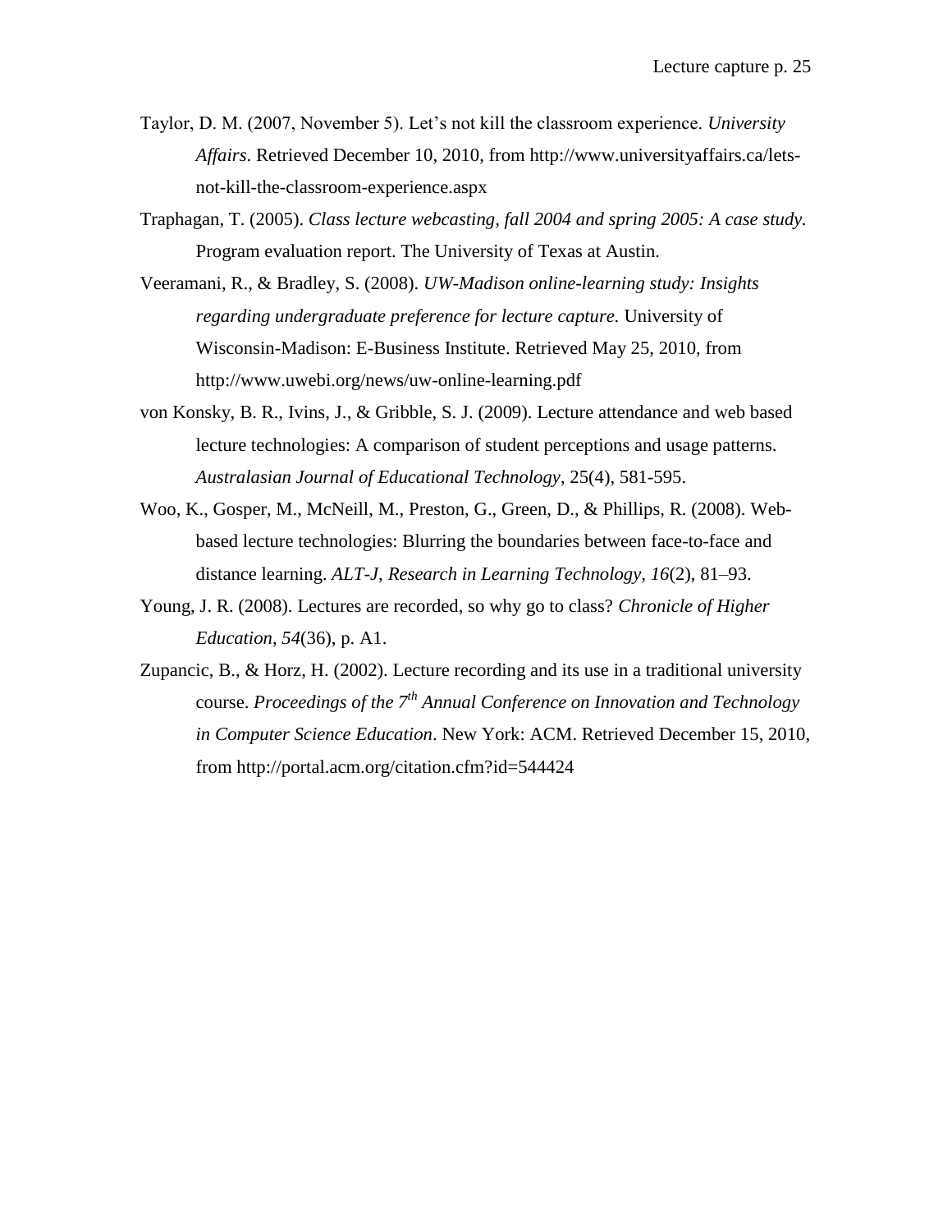Taylor, D. M. (2007, November 5). Let's not kill the classroom experience. *University Affairs*. Retrieved December 10, 2010, from http://www.universityaffairs.ca/lets-not-kill-the-classroom-experience.aspx

Traphagan, T. (2005). *Class lecture webcasting, fall 2004 and spring 2005: A case study.* Program evaluation report. The University of Texas at Austin.

Veeramani, R., & Bradley, S. (2008). *UW-Madison online-learning study: Insights regarding undergraduate preference for lecture capture.* University of Wisconsin-Madison: E-Business Institute. Retrieved May 25, 2010, from http://www.uwebi.org/news/uw-online-learning.pdf

von Konsky, B. R., Ivins, J., & Gribble, S. J. (2009). Lecture attendance and web based lecture technologies: A comparison of student perceptions and usage patterns. *Australasian Journal of Educational Technology*, 25(4), 581-595.

Woo, K., Gosper, M., McNeill, M., Preston, G., Green, D., & Phillips, R. (2008). Web-based lecture technologies: Blurring the boundaries between face-to-face and distance learning. *ALT-J, Research in Learning Technology, 16*(2), 81–93.

Young, J. R. (2008). Lectures are recorded, so why go to class? *Chronicle of Higher Education, 54*(36), p. A1.

Zupancic, B., & Horz, H. (2002). Lecture recording and its use in a traditional university course. *Proceedings of the 7th Annual Conference on Innovation and Technology in Computer Science Education*. New York: ACM. Retrieved December 15, 2010, from http://portal.acm.org/citation.cfm?id=544424